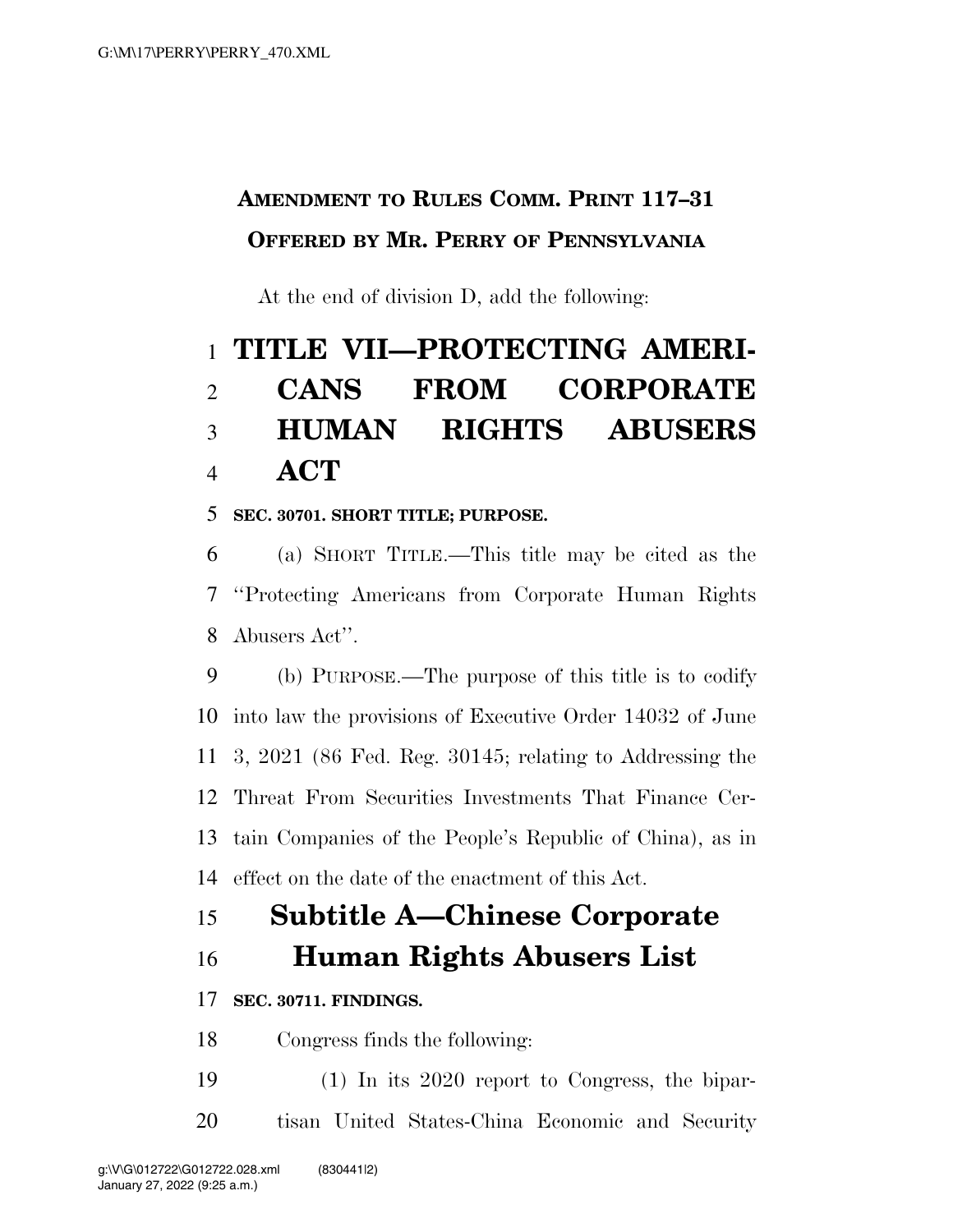**AMENDMENT TO RULES COMM. PRINT 117–31**

**OFFERED BY MR. PERRY OF PENNSYLVANIA**

At the end of division D, add the following:

# TITLE VII—PROTECTING AMERICANS FROM CORPORATE HUMAN RIGHTS ABUSERS ACT

**SEC. 30701. SHORT TITLE; PURPOSE.**

(a) SHORT TITLE.—This title may be cited as the ''Protecting Americans from Corporate Human Rights Abusers Act''.

(b) PURPOSE.—The purpose of this title is to codify into law the provisions of Executive Order 14032 of June 3, 2021 (86 Fed. Reg. 30145; relating to Addressing the Threat From Securities Investments That Finance Certain Companies of the People's Republic of China), as in effect on the date of the enactment of this Act.

## Subtitle A—Chinese Corporate Human Rights Abusers List

**SEC. 30711. FINDINGS.**

Congress finds the following:

(1) In its 2020 report to Congress, the bipartisan United States-China Economic and Security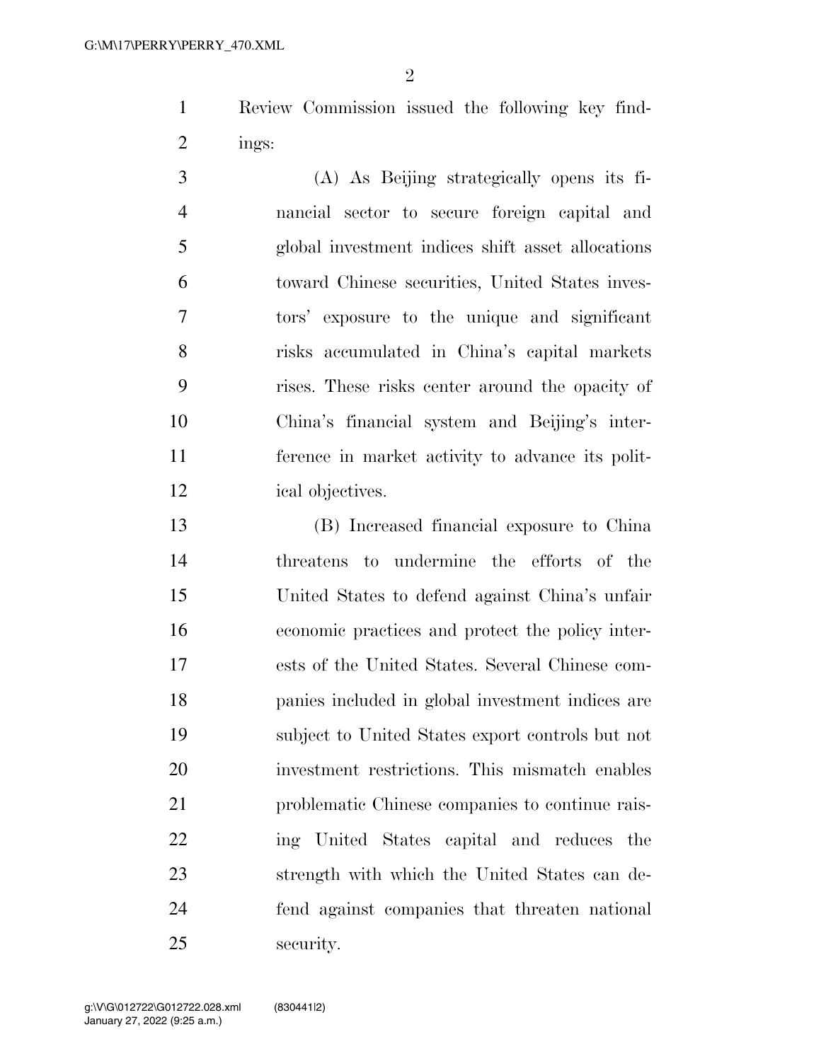Review Commission issued the following key findings:

(A) As Beijing strategically opens its financial sector to secure foreign capital and global investment indices shift asset allocations toward Chinese securities, United States investors' exposure to the unique and significant risks accumulated in China's capital markets rises. These risks center around the opacity of China's financial system and Beijing's interference in market activity to advance its political objectives.

(B) Increased financial exposure to China threatens to undermine the efforts of the United States to defend against China's unfair economic practices and protect the policy interests of the United States. Several Chinese companies included in global investment indices are subject to United States export controls but not investment restrictions. This mismatch enables problematic Chinese companies to continue raising United States capital and reduces the strength with which the United States can defend against companies that threaten national security.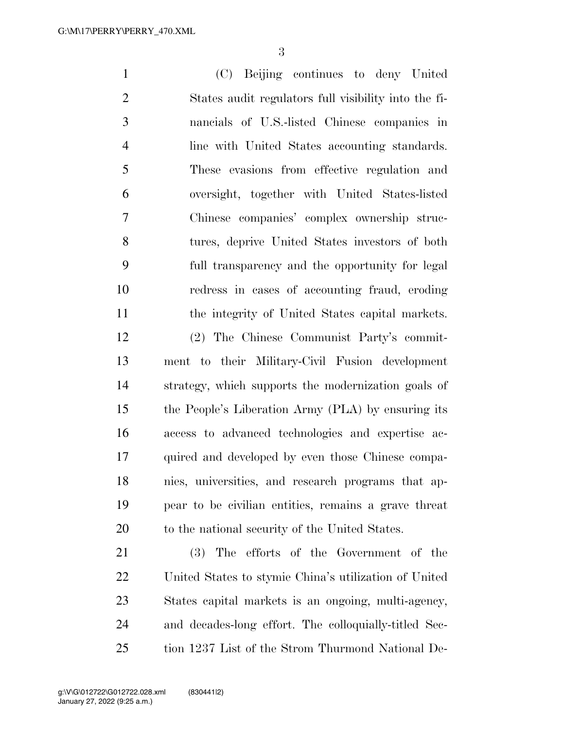(C) Beijing continues to deny United States audit regulators full visibility into the financials of U.S.-listed Chinese companies in line with United States accounting standards. These evasions from effective regulation and oversight, together with United States-listed Chinese companies' complex ownership structures, deprive United States investors of both full transparency and the opportunity for legal redress in cases of accounting fraud, eroding the integrity of United States capital markets.

(2) The Chinese Communist Party's commitment to their Military-Civil Fusion development strategy, which supports the modernization goals of the People's Liberation Army (PLA) by ensuring its access to advanced technologies and expertise acquired and developed by even those Chinese companies, universities, and research programs that appear to be civilian entities, remains a grave threat to the national security of the United States.

(3) The efforts of the Government of the United States to stymie China's utilization of United States capital markets is an ongoing, multi-agency, and decades-long effort. The colloquially-titled Section 1237 List of the Strom Thurmond National De-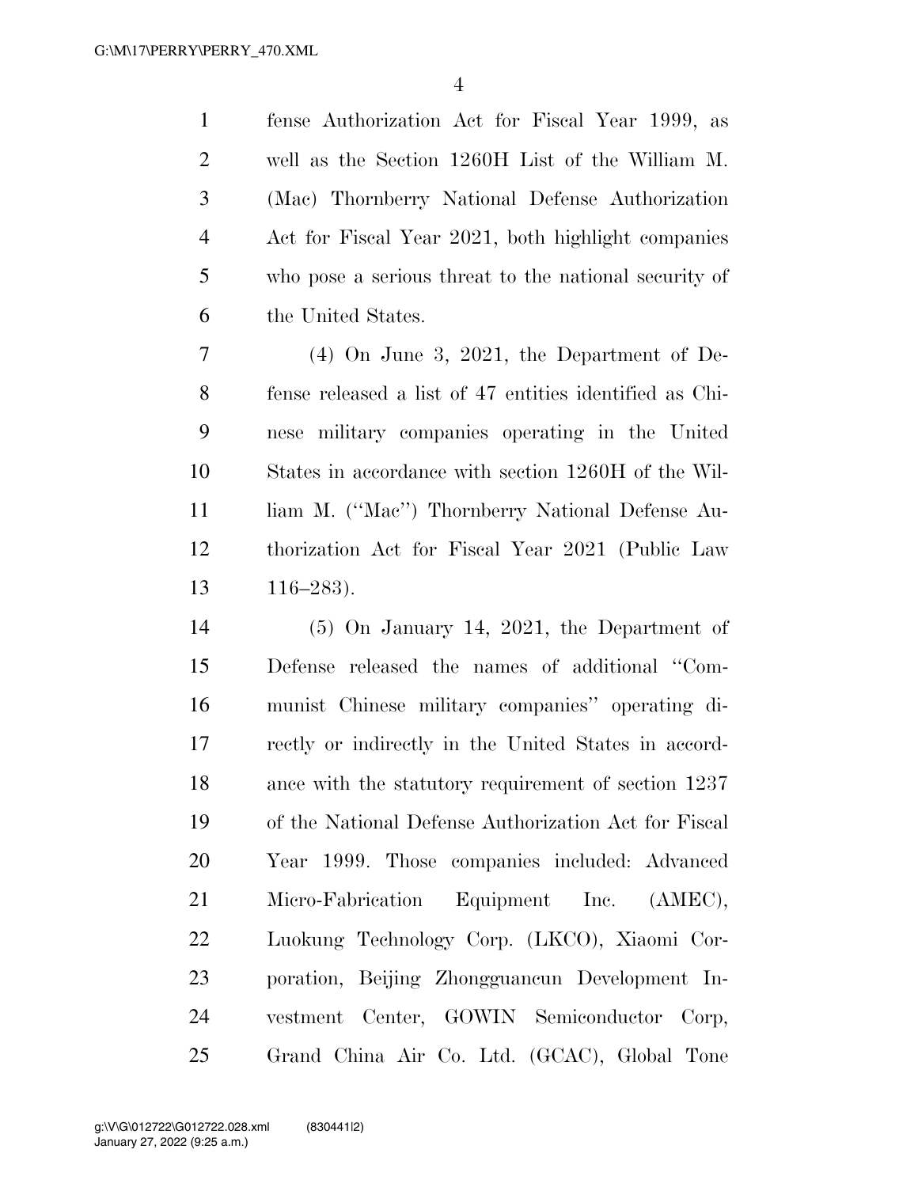fense Authorization Act for Fiscal Year 1999, as well as the Section 1260H List of the William M. (Mac) Thornberry National Defense Authorization Act for Fiscal Year 2021, both highlight companies who pose a serious threat to the national security of the United States.

(4) On June 3, 2021, the Department of Defense released a list of 47 entities identified as Chinese military companies operating in the United States in accordance with section 1260H of the William M. (''Mac'') Thornberry National Defense Authorization Act for Fiscal Year 2021 (Public Law 116–283).

(5) On January 14, 2021, the Department of Defense released the names of additional ''Communist Chinese military companies'' operating directly or indirectly in the United States in accordance with the statutory requirement of section 1237 of the National Defense Authorization Act for Fiscal Year 1999. Those companies included: Advanced Micro-Fabrication Equipment Inc. (AMEC), Luokung Technology Corp. (LKCO), Xiaomi Corporation, Beijing Zhongguancun Development Investment Center, GOWIN Semiconductor Corp, Grand China Air Co. Ltd. (GCAC), Global Tone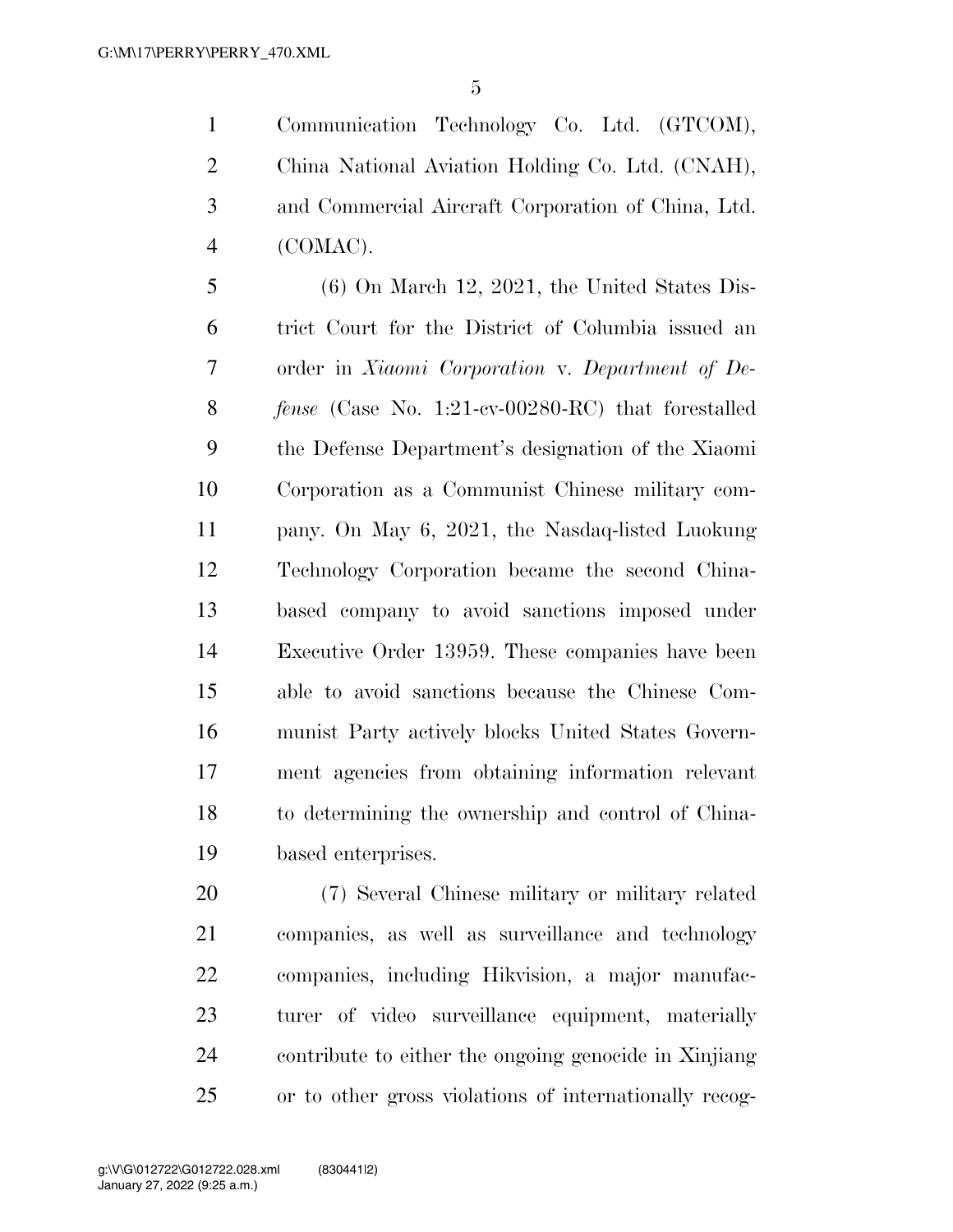Communication Technology Co. Ltd. (GTCOM), China National Aviation Holding Co. Ltd. (CNAH), and Commercial Aircraft Corporation of China, Ltd. (COMAC).

(6) On March 12, 2021, the United States District Court for the District of Columbia issued an order in *Xiaomi Corporation* v. *Department of Defense* (Case No. 1:21-cv-00280-RC) that forestalled the Defense Department's designation of the Xiaomi Corporation as a Communist Chinese military company. On May 6, 2021, the Nasdaq-listed Luokung Technology Corporation became the second China-based company to avoid sanctions imposed under Executive Order 13959. These companies have been able to avoid sanctions because the Chinese Communist Party actively blocks United States Government agencies from obtaining information relevant to determining the ownership and control of China-based enterprises.

(7) Several Chinese military or military related companies, as well as surveillance and technology companies, including Hikvision, a major manufacturer of video surveillance equipment, materially contribute to either the ongoing genocide in Xinjiang or to other gross violations of internationally recog-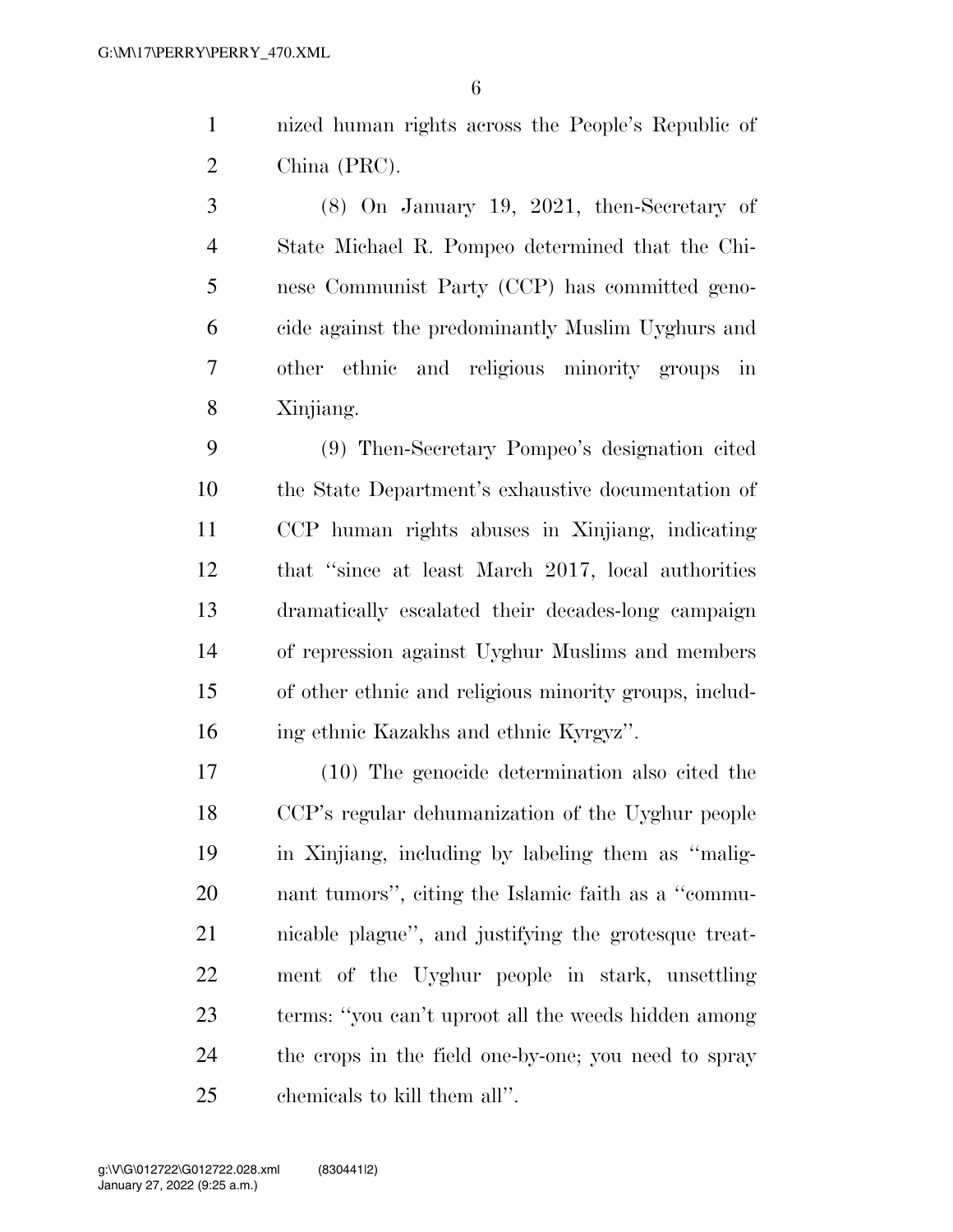nized human rights across the People's Republic of China (PRC).

(8) On January 19, 2021, then-Secretary of State Michael R. Pompeo determined that the Chinese Communist Party (CCP) has committed genocide against the predominantly Muslim Uyghurs and other ethnic and religious minority groups in Xinjiang.

(9) Then-Secretary Pompeo's designation cited the State Department's exhaustive documentation of CCP human rights abuses in Xinjiang, indicating that "since at least March 2017, local authorities dramatically escalated their decades-long campaign of repression against Uyghur Muslims and members of other ethnic and religious minority groups, including ethnic Kazakhs and ethnic Kyrgyz".

(10) The genocide determination also cited the CCP's regular dehumanization of the Uyghur people in Xinjiang, including by labeling them as "malignant tumors", citing the Islamic faith as a "communicable plague", and justifying the grotesque treatment of the Uyghur people in stark, unsettling terms: "you can't uproot all the weeds hidden among the crops in the field one-by-one; you need to spray chemicals to kill them all".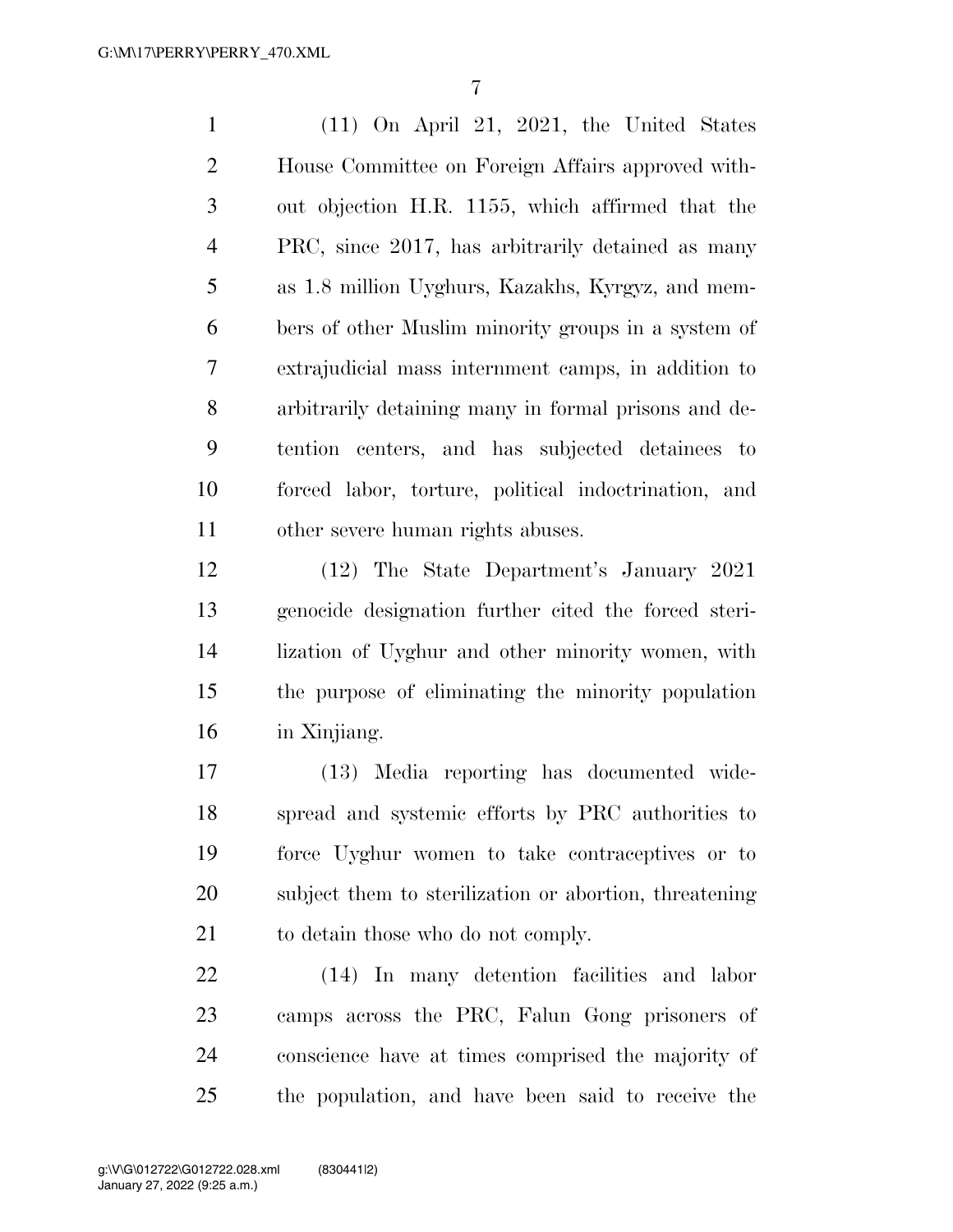(11) On April 21, 2021, the United States House Committee on Foreign Affairs approved without objection H.R. 1155, which affirmed that the PRC, since 2017, has arbitrarily detained as many as 1.8 million Uyghurs, Kazakhs, Kyrgyz, and members of other Muslim minority groups in a system of extrajudicial mass internment camps, in addition to arbitrarily detaining many in formal prisons and detention centers, and has subjected detainees to forced labor, torture, political indoctrination, and other severe human rights abuses.

(12) The State Department's January 2021 genocide designation further cited the forced sterilization of Uyghur and other minority women, with the purpose of eliminating the minority population in Xinjiang.

(13) Media reporting has documented widespread and systemic efforts by PRC authorities to force Uyghur women to take contraceptives or to subject them to sterilization or abortion, threatening to detain those who do not comply.

(14) In many detention facilities and labor camps across the PRC, Falun Gong prisoners of conscience have at times comprised the majority of the population, and have been said to receive the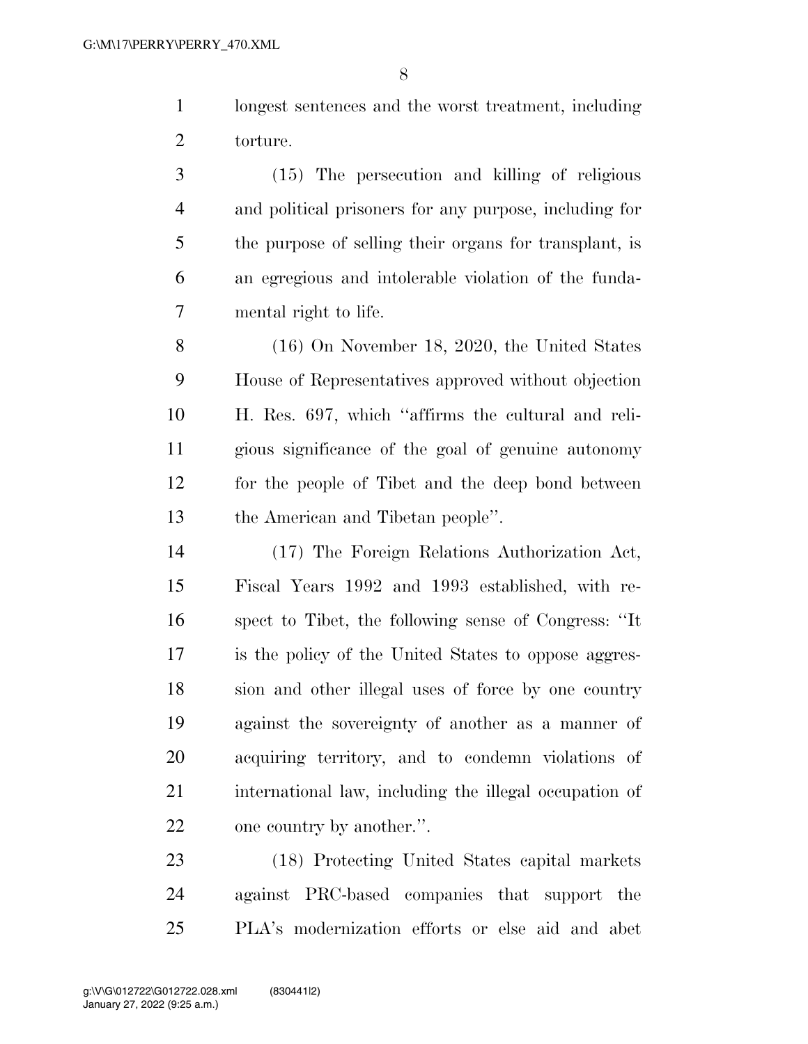longest sentences and the worst treatment, including torture.

(15) The persecution and killing of religious and political prisoners for any purpose, including for the purpose of selling their organs for transplant, is an egregious and intolerable violation of the fundamental right to life.

(16) On November 18, 2020, the United States House of Representatives approved without objection H. Res. 697, which ''affirms the cultural and religious significance of the goal of genuine autonomy for the people of Tibet and the deep bond between the American and Tibetan people''.

(17) The Foreign Relations Authorization Act, Fiscal Years 1992 and 1993 established, with respect to Tibet, the following sense of Congress: ''It is the policy of the United States to oppose aggression and other illegal uses of force by one country against the sovereignty of another as a manner of acquiring territory, and to condemn violations of international law, including the illegal occupation of one country by another.''.

(18) Protecting United States capital markets against PRC-based companies that support the PLA's modernization efforts or else aid and abet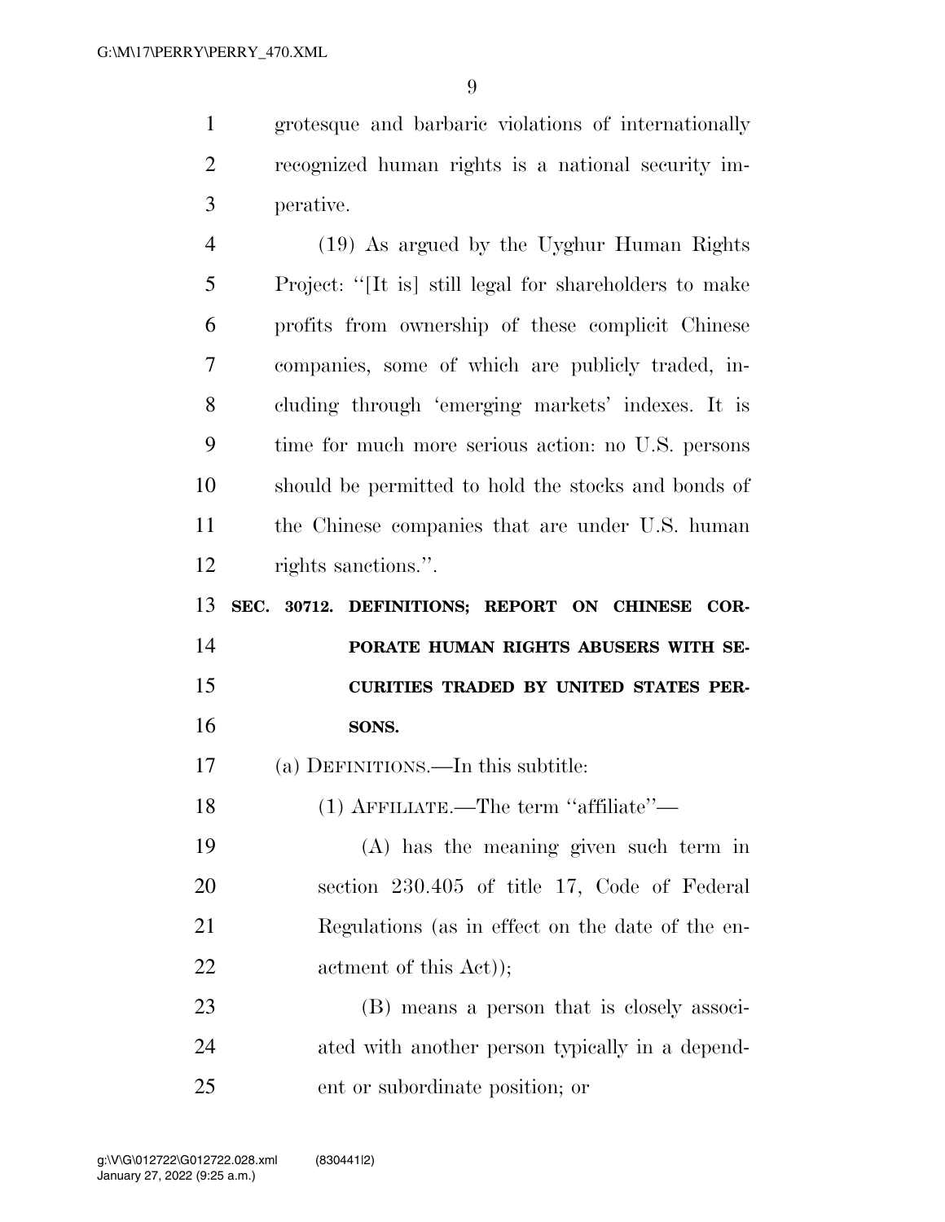grotesque and barbaric violations of internationally recognized human rights is a national security imperative.

(19) As argued by the Uyghur Human Rights Project: ''[It is] still legal for shareholders to make profits from ownership of these complicit Chinese companies, some of which are publicly traded, including through 'emerging markets' indexes. It is time for much more serious action: no U.S. persons should be permitted to hold the stocks and bonds of the Chinese companies that are under U.S. human rights sanctions.''.

**SEC. 30712. DEFINITIONS; REPORT ON CHINESE CORPORATE HUMAN RIGHTS ABUSERS WITH SECURITIES TRADED BY UNITED STATES PERSONS.**

(a) DEFINITIONS.—In this subtitle:

(1) AFFILIATE.—The term ''affiliate''—

(A) has the meaning given such term in section 230.405 of title 17, Code of Federal Regulations (as in effect on the date of the enactment of this Act));

(B) means a person that is closely associated with another person typically in a dependent or subordinate position; or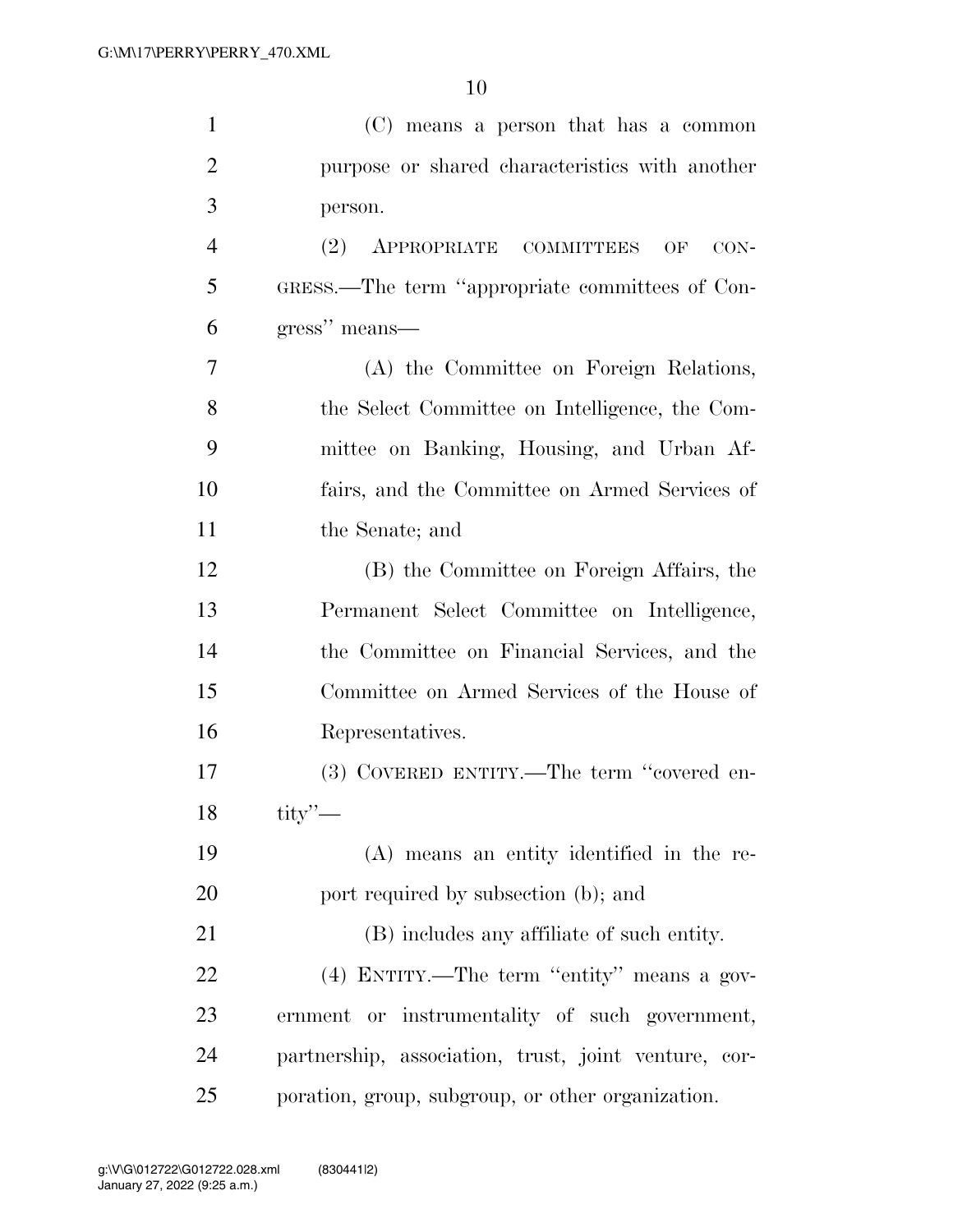(C) means a person that has a common purpose or shared characteristics with another person.

(2) APPROPRIATE COMMITTEES OF CONGRESS.—The term "appropriate committees of Congress" means—

(A) the Committee on Foreign Relations, the Select Committee on Intelligence, the Committee on Banking, Housing, and Urban Affairs, and the Committee on Armed Services of the Senate; and

(B) the Committee on Foreign Affairs, the Permanent Select Committee on Intelligence, the Committee on Financial Services, and the Committee on Armed Services of the House of Representatives.

(3) COVERED ENTITY.—The term "covered entity"—

(A) means an entity identified in the report required by subsection (b); and

(B) includes any affiliate of such entity.

(4) ENTITY.—The term "entity" means a government or instrumentality of such government, partnership, association, trust, joint venture, corporation, group, subgroup, or other organization.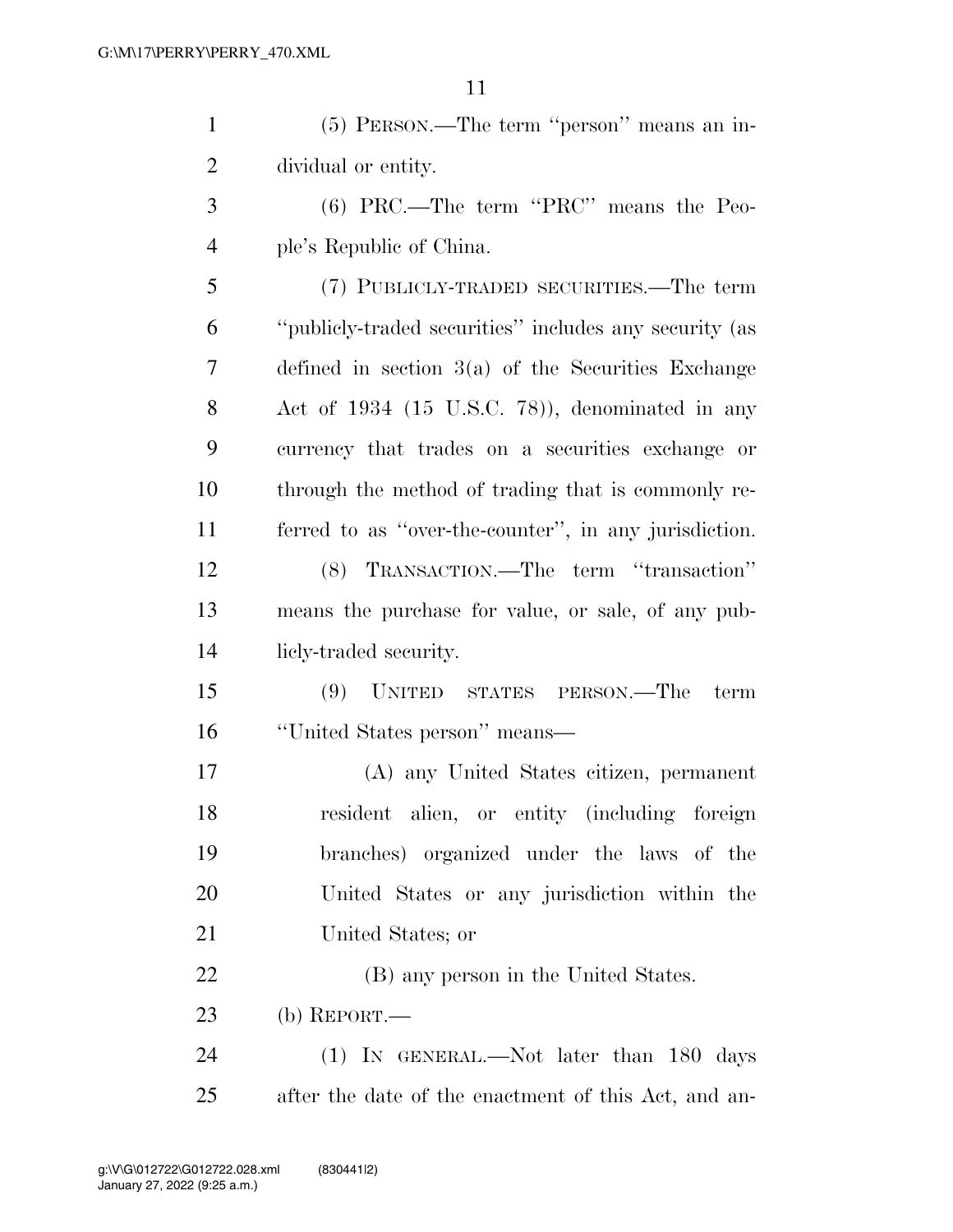(5) PERSON.—The term ''person'' means an individual or entity.

(6) PRC.—The term ''PRC'' means the People's Republic of China.

(7) PUBLICLY-TRADED SECURITIES.—The term ''publicly-traded securities'' includes any security (as defined in section 3(a) of the Securities Exchange Act of 1934 (15 U.S.C. 78)), denominated in any currency that trades on a securities exchange or through the method of trading that is commonly referred to as ''over-the-counter'', in any jurisdiction.

(8) TRANSACTION.—The term ''transaction'' means the purchase for value, or sale, of any publicly-traded security.

(9) UNITED STATES PERSON.—The term ''United States person'' means—

(A) any United States citizen, permanent resident alien, or entity (including foreign branches) organized under the laws of the United States or any jurisdiction within the United States; or

(B) any person in the United States.

(b) REPORT.—

(1) IN GENERAL.—Not later than 180 days after the date of the enactment of this Act, and an-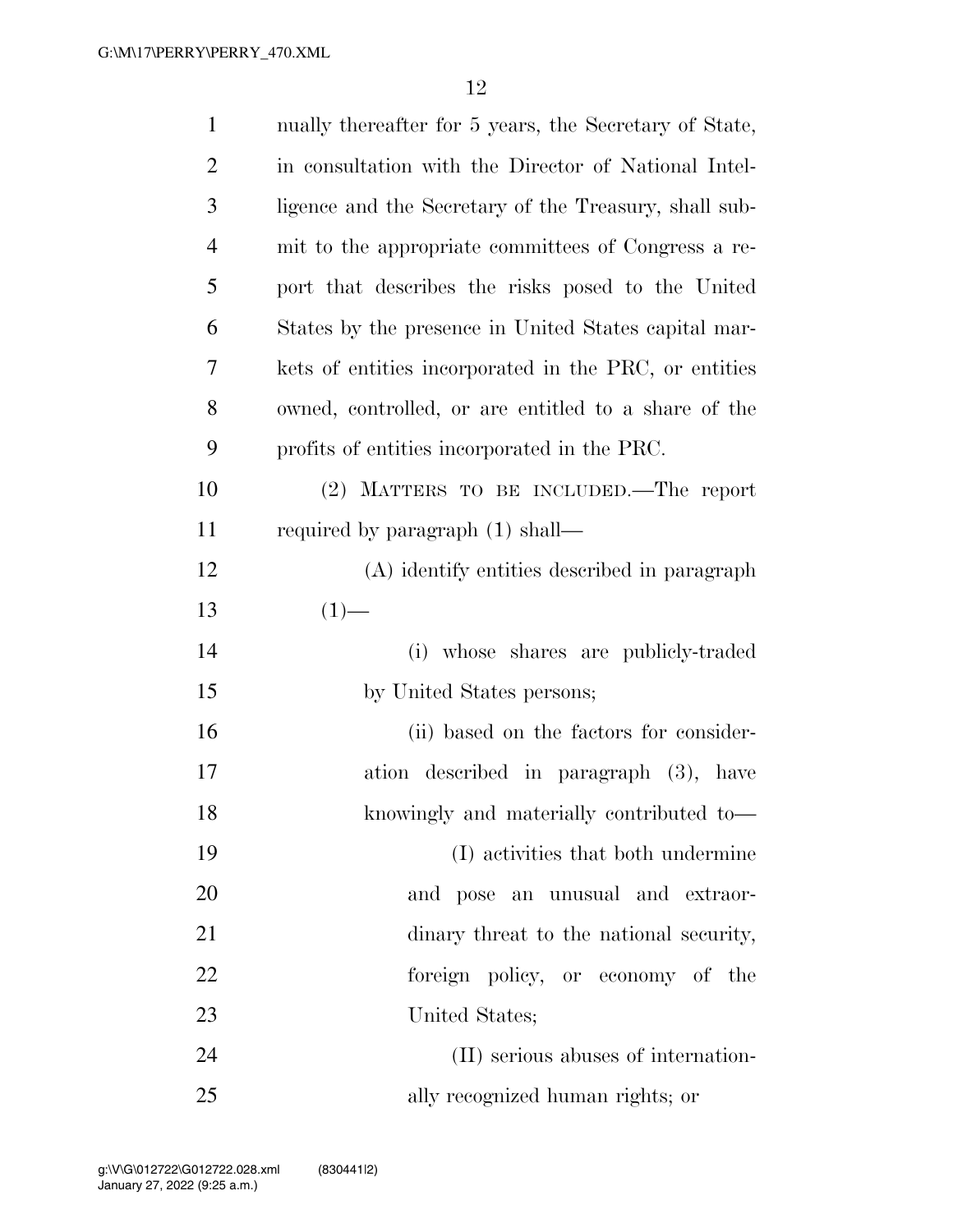nually thereafter for 5 years, the Secretary of State, in consultation with the Director of National Intelligence and the Secretary of the Treasury, shall submit to the appropriate committees of Congress a report that describes the risks posed to the United States by the presence in United States capital markets of entities incorporated in the PRC, or entities owned, controlled, or are entitled to a share of the profits of entities incorporated in the PRC.

(2) MATTERS TO BE INCLUDED.—The report required by paragraph (1) shall—

(A) identify entities described in paragraph (1)—

(i) whose shares are publicly-traded by United States persons;

(ii) based on the factors for consideration described in paragraph (3), have knowingly and materially contributed to—

(I) activities that both undermine and pose an unusual and extraordinary threat to the national security, foreign policy, or economy of the United States;

(II) serious abuses of internationally recognized human rights; or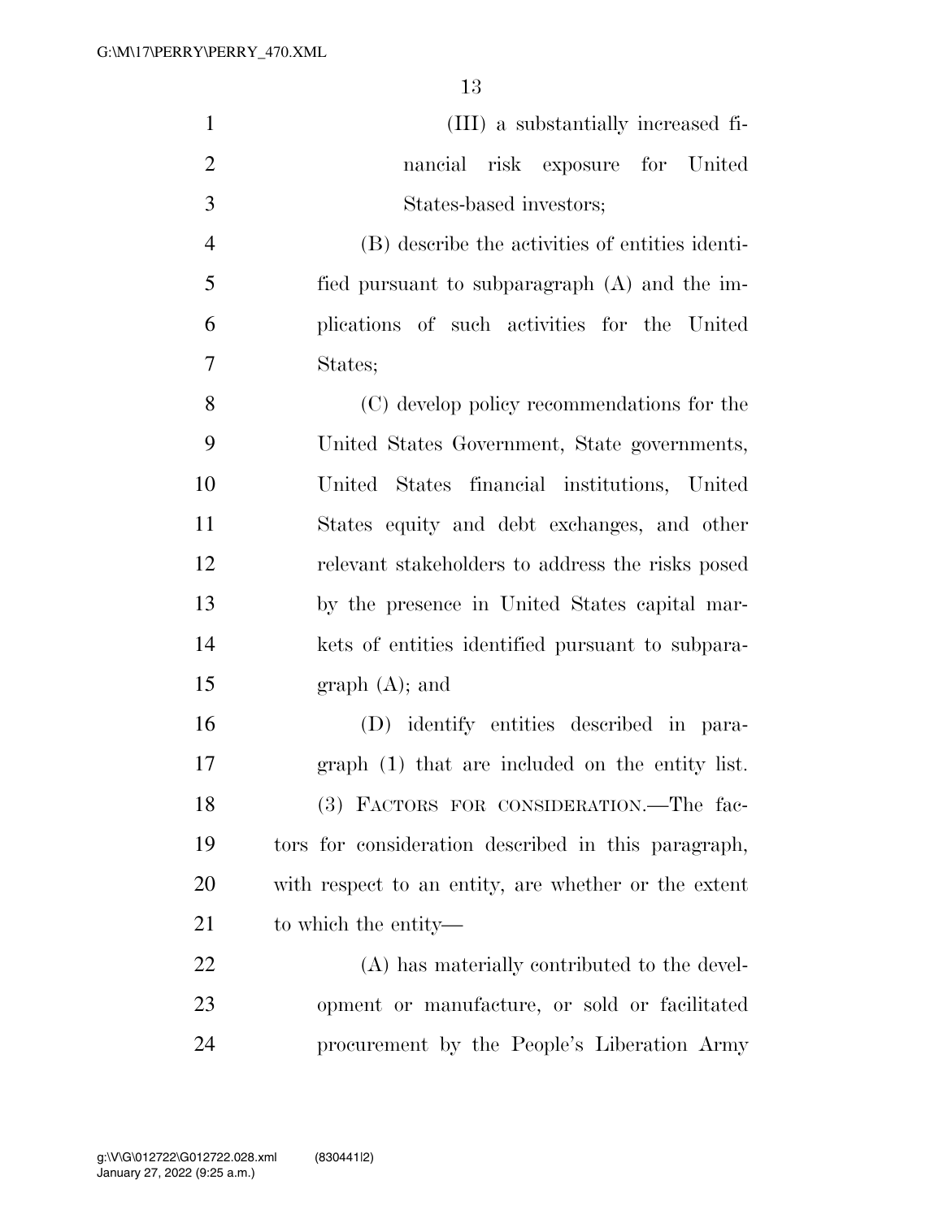(III) a substantially increased financial risk exposure for United States-based investors;

(B) describe the activities of entities identified pursuant to subparagraph (A) and the implications of such activities for the United States;

(C) develop policy recommendations for the United States Government, State governments, United States financial institutions, United States equity and debt exchanges, and other relevant stakeholders to address the risks posed by the presence in United States capital markets of entities identified pursuant to subparagraph (A); and

(D) identify entities described in paragraph (1) that are included on the entity list.

(3) FACTORS FOR CONSIDERATION.—The factors for consideration described in this paragraph, with respect to an entity, are whether or the extent to which the entity—

(A) has materially contributed to the development or manufacture, or sold or facilitated procurement by the People's Liberation Army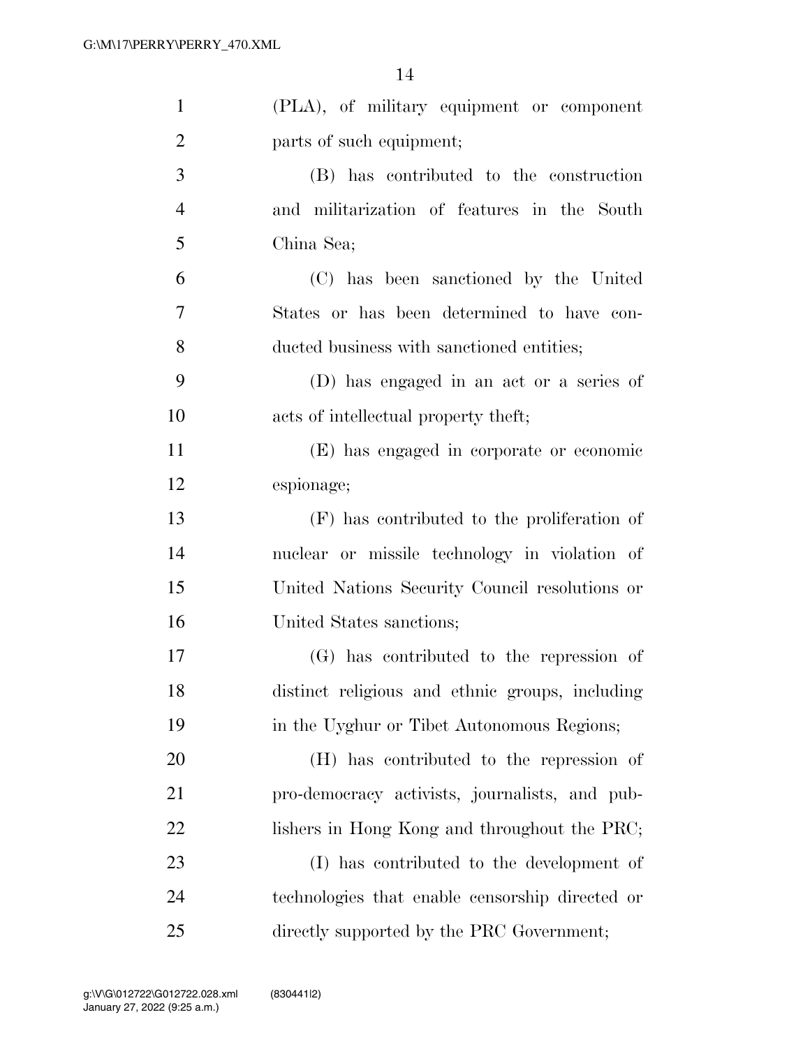(PLA), of military equipment or component parts of such equipment;

(B) has contributed to the construction and militarization of features in the South China Sea;

(C) has been sanctioned by the United States or has been determined to have conducted business with sanctioned entities;

(D) has engaged in an act or a series of acts of intellectual property theft;

(E) has engaged in corporate or economic espionage;

(F) has contributed to the proliferation of nuclear or missile technology in violation of United Nations Security Council resolutions or United States sanctions;

(G) has contributed to the repression of distinct religious and ethnic groups, including in the Uyghur or Tibet Autonomous Regions;

(H) has contributed to the repression of pro-democracy activists, journalists, and publishers in Hong Kong and throughout the PRC;

(I) has contributed to the development of technologies that enable censorship directed or directly supported by the PRC Government;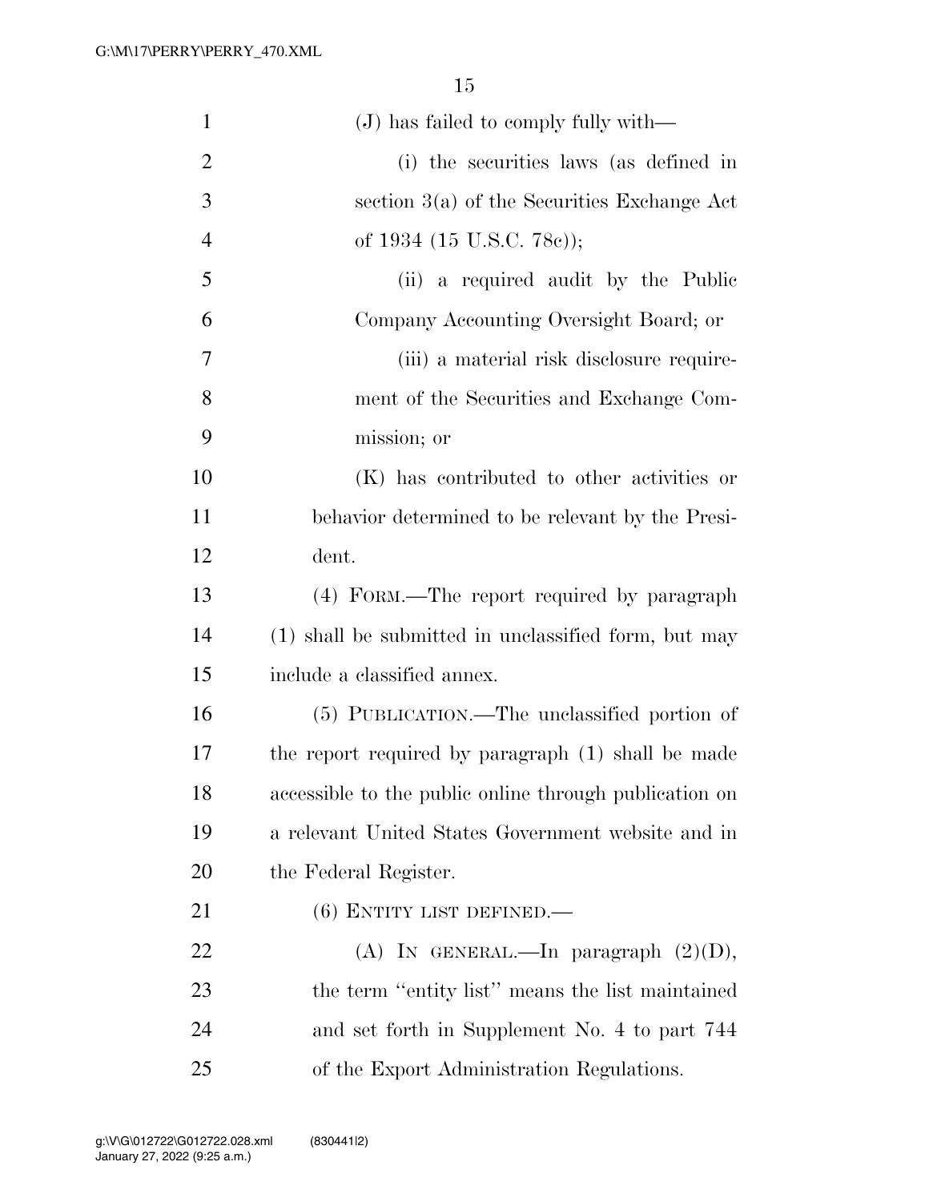(J) has failed to comply fully with—

(i) the securities laws (as defined in section 3(a) of the Securities Exchange Act of 1934 (15 U.S.C. 78c));

(ii) a required audit by the Public Company Accounting Oversight Board; or

(iii) a material risk disclosure requirement of the Securities and Exchange Commission; or

(K) has contributed to other activities or behavior determined to be relevant by the President.

(4) FORM.—The report required by paragraph (1) shall be submitted in unclassified form, but may include a classified annex.

(5) PUBLICATION.—The unclassified portion of the report required by paragraph (1) shall be made accessible to the public online through publication on a relevant United States Government website and in the Federal Register.

(6) ENTITY LIST DEFINED.—

(A) IN GENERAL.—In paragraph (2)(D), the term "entity list" means the list maintained and set forth in Supplement No. 4 to part 744 of the Export Administration Regulations.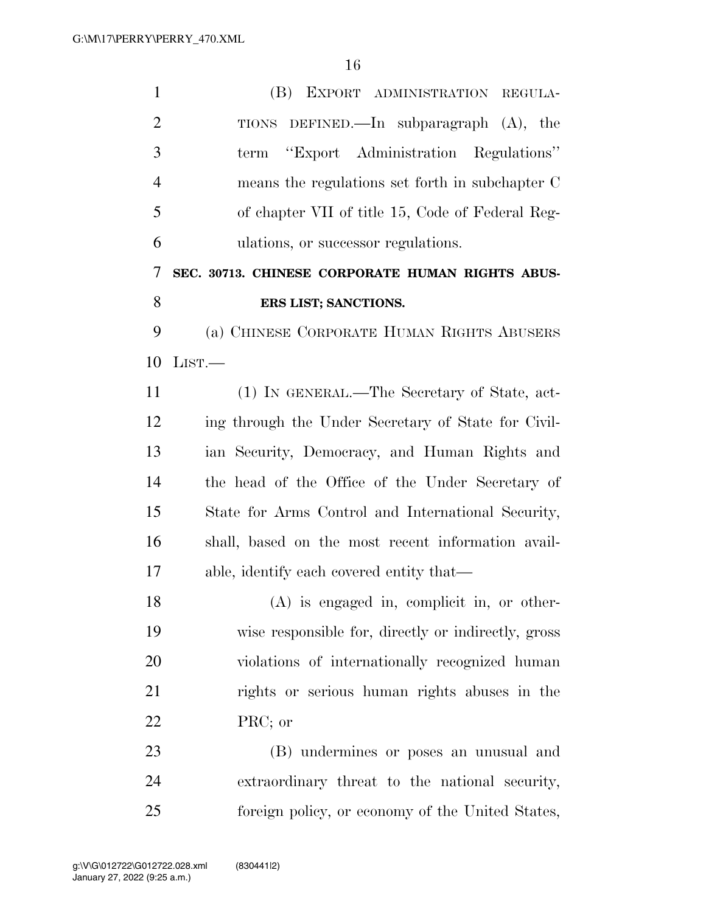(B) EXPORT ADMINISTRATION REGULATIONS DEFINED.—In subparagraph (A), the term ''Export Administration Regulations'' means the regulations set forth in subchapter C of chapter VII of title 15, Code of Federal Regulations, or successor regulations.

**SEC. 30713. CHINESE CORPORATE HUMAN RIGHTS ABUSERS LIST; SANCTIONS.**

(a) CHINESE CORPORATE HUMAN RIGHTS ABUSERS LIST.—

(1) IN GENERAL.—The Secretary of State, acting through the Under Secretary of State for Civilian Security, Democracy, and Human Rights and the head of the Office of the Under Secretary of State for Arms Control and International Security, shall, based on the most recent information available, identify each covered entity that—

(A) is engaged in, complicit in, or otherwise responsible for, directly or indirectly, gross violations of internationally recognized human rights or serious human rights abuses in the PRC; or

(B) undermines or poses an unusual and extraordinary threat to the national security, foreign policy, or economy of the United States,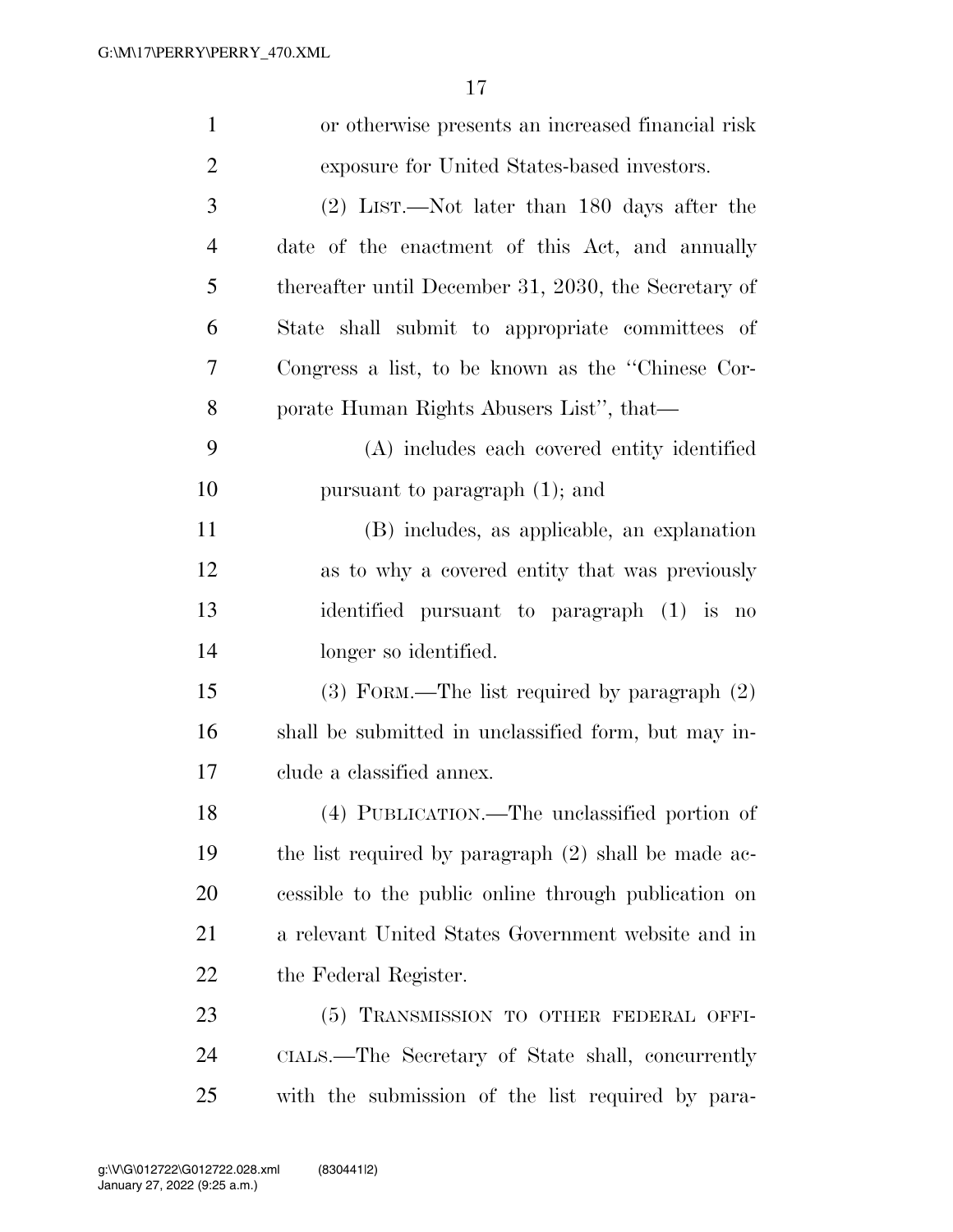or otherwise presents an increased financial risk exposure for United States-based investors.

(2) LIST.—Not later than 180 days after the date of the enactment of this Act, and annually thereafter until December 31, 2030, the Secretary of State shall submit to appropriate committees of Congress a list, to be known as the ''Chinese Corporate Human Rights Abusers List'', that—

(A) includes each covered entity identified pursuant to paragraph (1); and

(B) includes, as applicable, an explanation as to why a covered entity that was previously identified pursuant to paragraph (1) is no longer so identified.

(3) FORM.—The list required by paragraph (2) shall be submitted in unclassified form, but may include a classified annex.

(4) PUBLICATION.—The unclassified portion of the list required by paragraph (2) shall be made accessible to the public online through publication on a relevant United States Government website and in the Federal Register.

(5) TRANSMISSION TO OTHER FEDERAL OFFICIALS.—The Secretary of State shall, concurrently with the submission of the list required by para-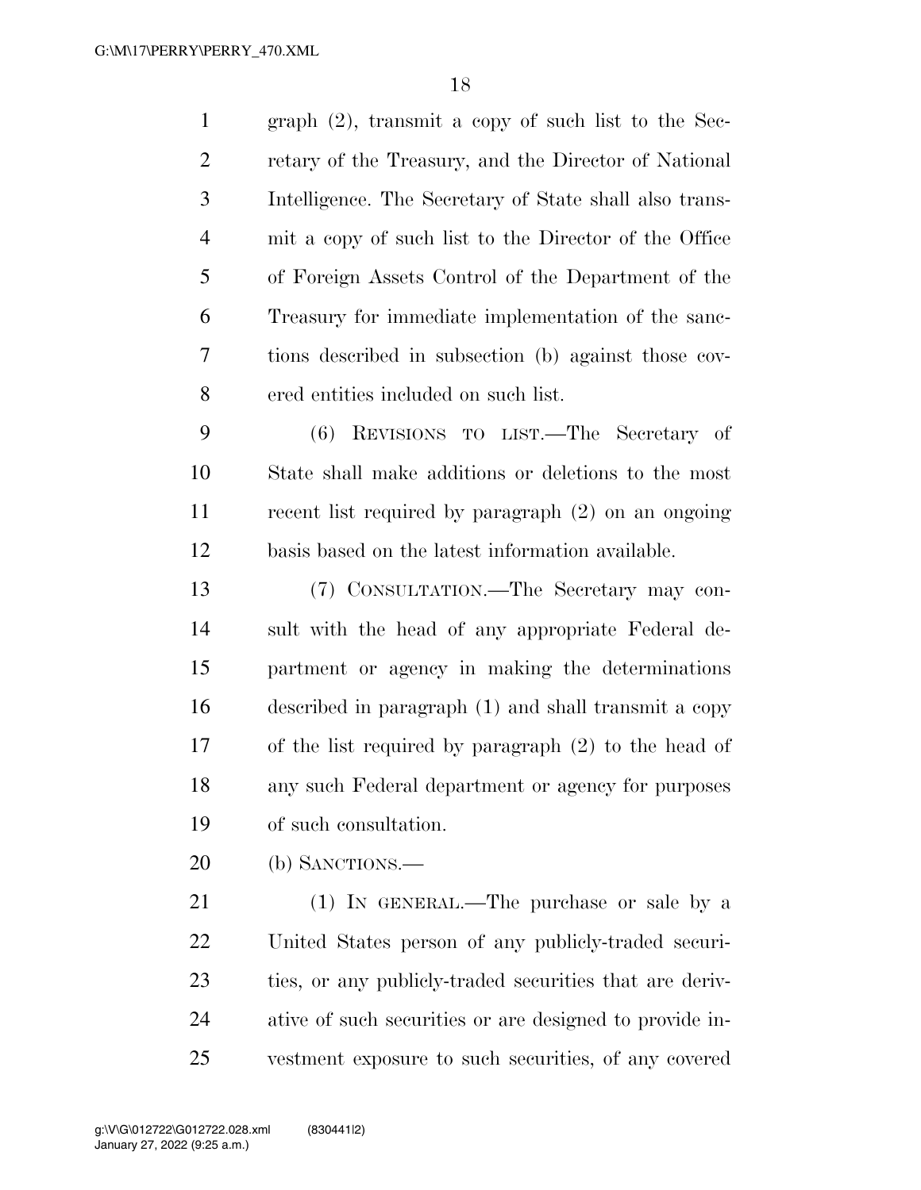graph (2), transmit a copy of such list to the Secretary of the Treasury, and the Director of National Intelligence. The Secretary of State shall also transmit a copy of such list to the Director of the Office of Foreign Assets Control of the Department of the Treasury for immediate implementation of the sanctions described in subsection (b) against those covered entities included on such list.

(6) REVISIONS TO LIST.—The Secretary of State shall make additions or deletions to the most recent list required by paragraph (2) on an ongoing basis based on the latest information available.

(7) CONSULTATION.—The Secretary may consult with the head of any appropriate Federal department or agency in making the determinations described in paragraph (1) and shall transmit a copy of the list required by paragraph (2) to the head of any such Federal department or agency for purposes of such consultation.

(b) SANCTIONS.—

(1) IN GENERAL.—The purchase or sale by a United States person of any publicly-traded securities, or any publicly-traded securities that are derivative of such securities or are designed to provide investment exposure to such securities, of any covered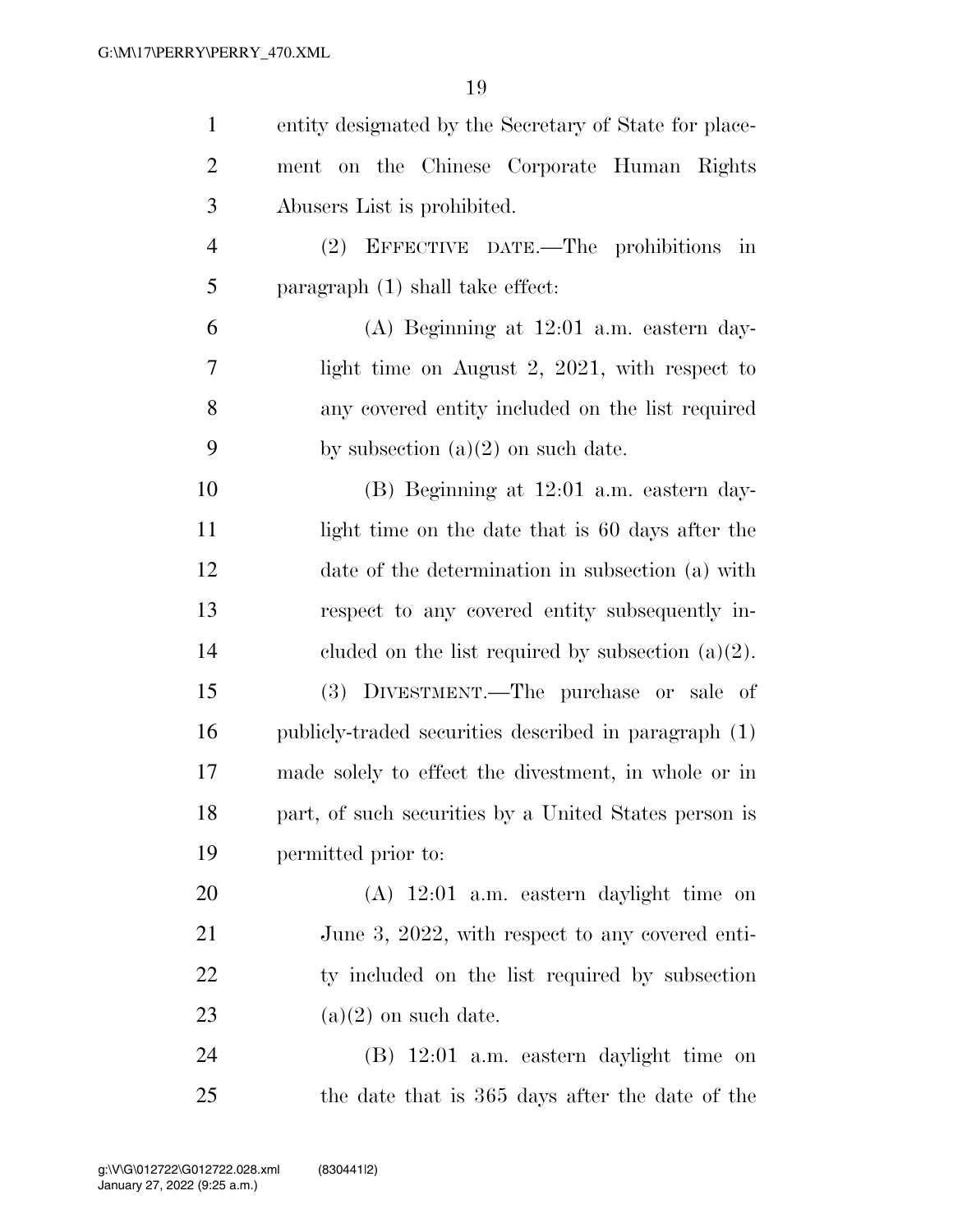entity designated by the Secretary of State for placement on the Chinese Corporate Human Rights Abusers List is prohibited.

(2) EFFECTIVE DATE.—The prohibitions in paragraph (1) shall take effect:

(A) Beginning at 12:01 a.m. eastern daylight time on August 2, 2021, with respect to any covered entity included on the list required by subsection (a)(2) on such date.

(B) Beginning at 12:01 a.m. eastern daylight time on the date that is 60 days after the date of the determination in subsection (a) with respect to any covered entity subsequently included on the list required by subsection (a)(2).

(3) DIVESTMENT.—The purchase or sale of publicly-traded securities described in paragraph (1) made solely to effect the divestment, in whole or in part, of such securities by a United States person is permitted prior to:

(A) 12:01 a.m. eastern daylight time on June 3, 2022, with respect to any covered entity included on the list required by subsection (a)(2) on such date.

(B) 12:01 a.m. eastern daylight time on the date that is 365 days after the date of the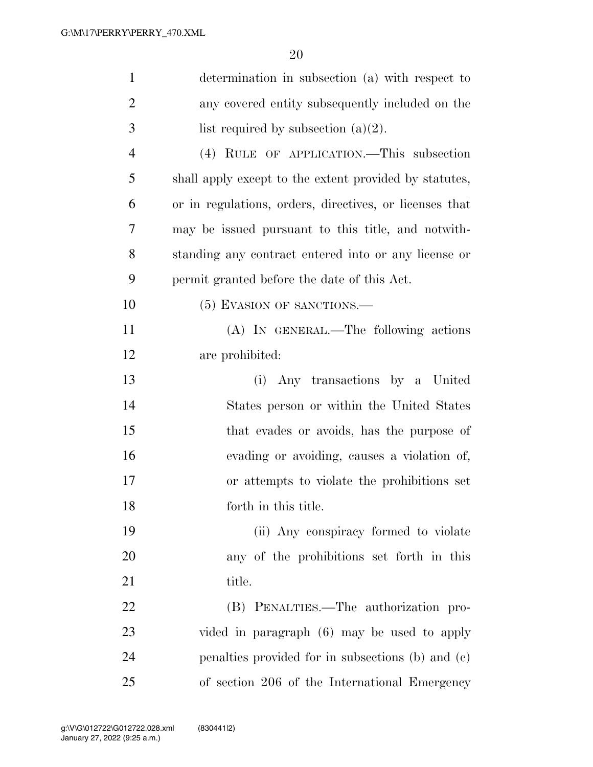determination in subsection (a) with respect to any covered entity subsequently included on the list required by subsection (a)(2).

(4) RULE OF APPLICATION.—This subsection shall apply except to the extent provided by statutes, or in regulations, orders, directives, or licenses that may be issued pursuant to this title, and notwithstanding any contract entered into or any license or permit granted before the date of this Act.

(5) EVASION OF SANCTIONS.—

(A) IN GENERAL.—The following actions are prohibited:

(i) Any transactions by a United States person or within the United States that evades or avoids, has the purpose of evading or avoiding, causes a violation of, or attempts to violate the prohibitions set forth in this title.

(ii) Any conspiracy formed to violate any of the prohibitions set forth in this title.

(B) PENALTIES.—The authorization provided in paragraph (6) may be used to apply penalties provided for in subsections (b) and (c) of section 206 of the International Emergency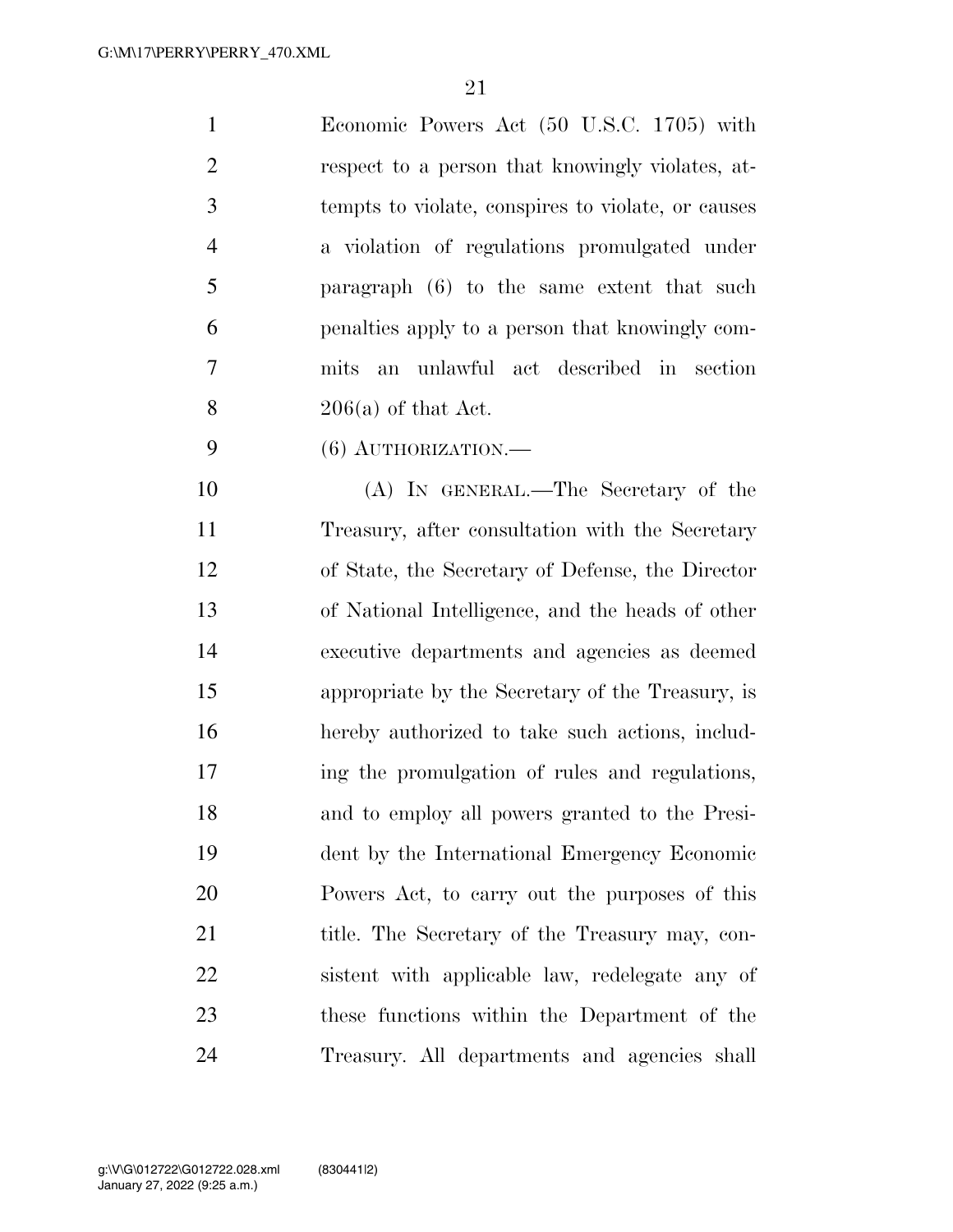Economic Powers Act (50 U.S.C. 1705) with respect to a person that knowingly violates, attempts to violate, conspires to violate, or causes a violation of regulations promulgated under paragraph (6) to the same extent that such penalties apply to a person that knowingly commits an unlawful act described in section 206(a) of that Act.

(6) AUTHORIZATION.—

(A) IN GENERAL.—The Secretary of the Treasury, after consultation with the Secretary of State, the Secretary of Defense, the Director of National Intelligence, and the heads of other executive departments and agencies as deemed appropriate by the Secretary of the Treasury, is hereby authorized to take such actions, including the promulgation of rules and regulations, and to employ all powers granted to the President by the International Emergency Economic Powers Act, to carry out the purposes of this title. The Secretary of the Treasury may, consistent with applicable law, redelegate any of these functions within the Department of the Treasury. All departments and agencies shall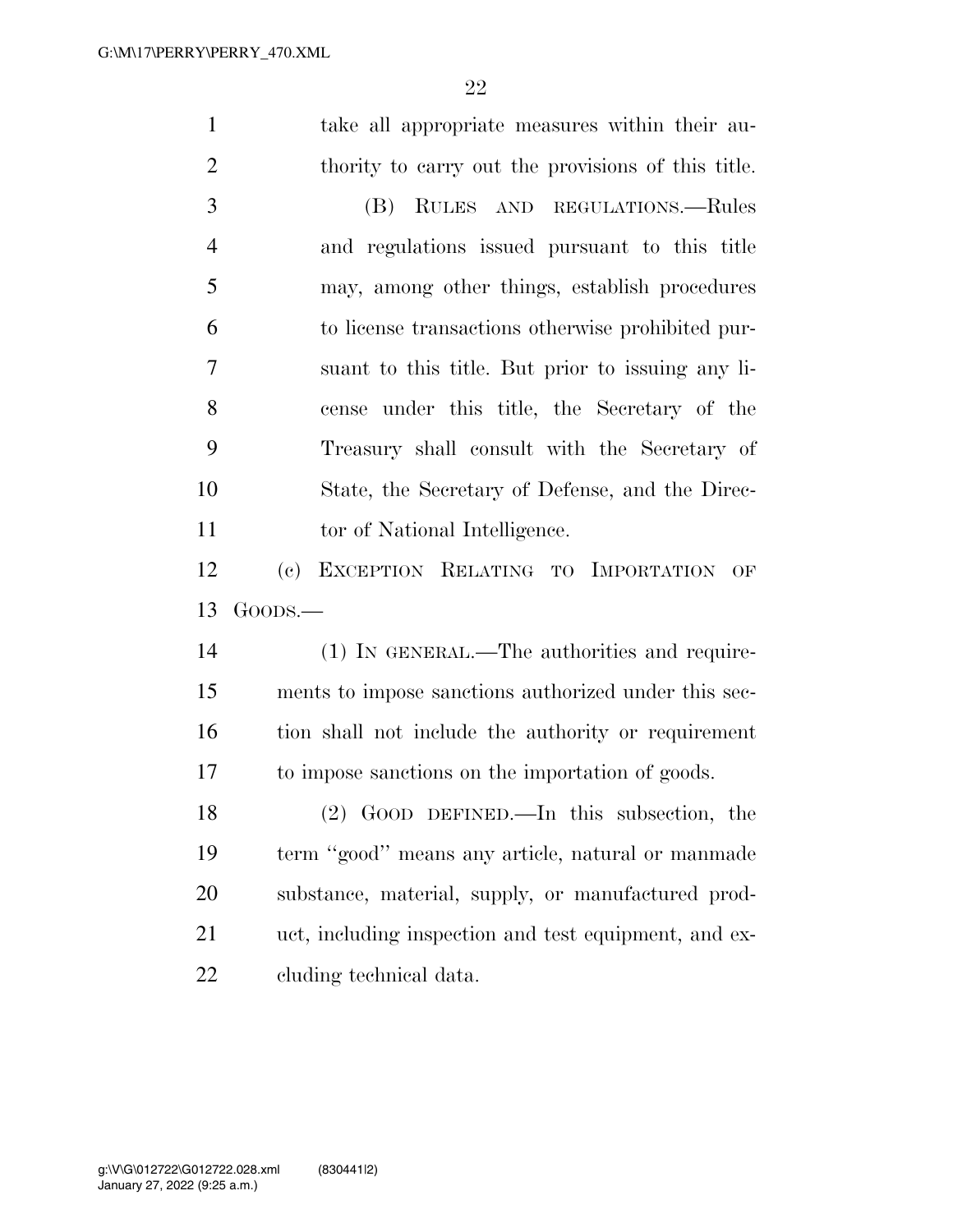take all appropriate measures within their authority to carry out the provisions of this title.

(B) RULES AND REGULATIONS.—Rules and regulations issued pursuant to this title may, among other things, establish procedures to license transactions otherwise prohibited pursuant to this title. But prior to issuing any license under this title, the Secretary of the Treasury shall consult with the Secretary of State, the Secretary of Defense, and the Director of National Intelligence.

(c) EXCEPTION RELATING TO IMPORTATION OF GOODS.—

(1) IN GENERAL.—The authorities and requirements to impose sanctions authorized under this section shall not include the authority or requirement to impose sanctions on the importation of goods.

(2) GOOD DEFINED.—In this subsection, the term ''good'' means any article, natural or manmade substance, material, supply, or manufactured product, including inspection and test equipment, and excluding technical data.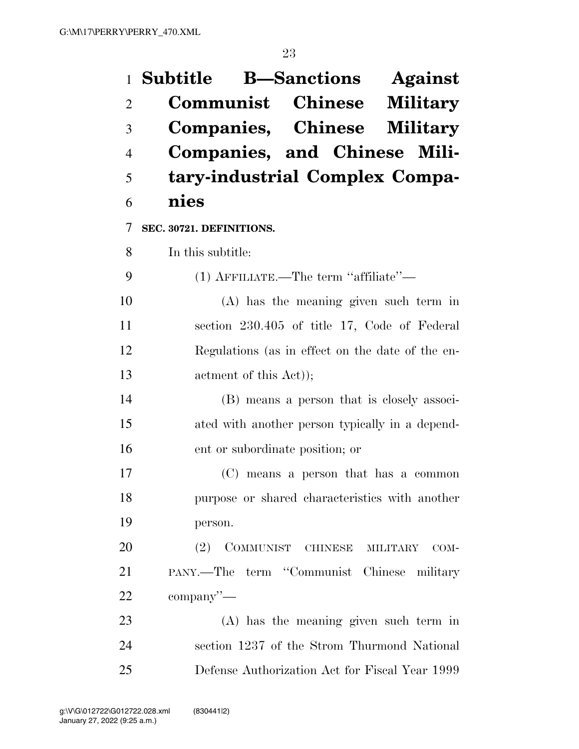## Subtitle B—Sanctions Against Communist Chinese Military Companies, Chinese Military Companies, and Chinese Military-industrial Complex Companies

**SEC. 30721. DEFINITIONS.**

In this subtitle:

(1) AFFILIATE.—The term "affiliate"—

(A) has the meaning given such term in section 230.405 of title 17, Code of Federal Regulations (as in effect on the date of the enactment of this Act));

(B) means a person that is closely associated with another person typically in a dependent or subordinate position; or

(C) means a person that has a common purpose or shared characteristics with another person.

(2) COMMUNIST CHINESE MILITARY COMPANY.—The term "Communist Chinese military company"—

(A) has the meaning given such term in section 1237 of the Strom Thurmond National Defense Authorization Act for Fiscal Year 1999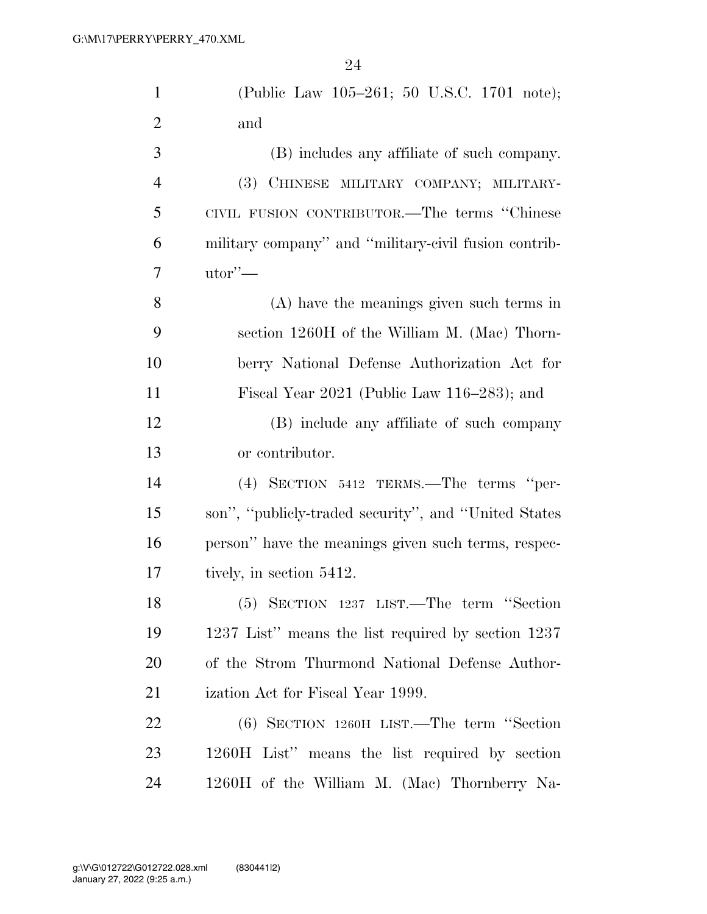(Public Law 105–261; 50 U.S.C. 1701 note); and

(B) includes any affiliate of such company.

(3) CHINESE MILITARY COMPANY; MILITARY-CIVIL FUSION CONTRIBUTOR.—The terms "Chinese military company" and "military-civil fusion contributor"—

(A) have the meanings given such terms in section 1260H of the William M. (Mac) Thornberry National Defense Authorization Act for Fiscal Year 2021 (Public Law 116–283); and

(B) include any affiliate of such company or contributor.

(4) SECTION 5412 TERMS.—The terms "person", "publicly-traded security", and "United States person" have the meanings given such terms, respectively, in section 5412.

(5) SECTION 1237 LIST.—The term "Section 1237 List" means the list required by section 1237 of the Strom Thurmond National Defense Authorization Act for Fiscal Year 1999.

(6) SECTION 1260H LIST.—The term "Section 1260H List" means the list required by section 1260H of the William M. (Mac) Thornberry Na-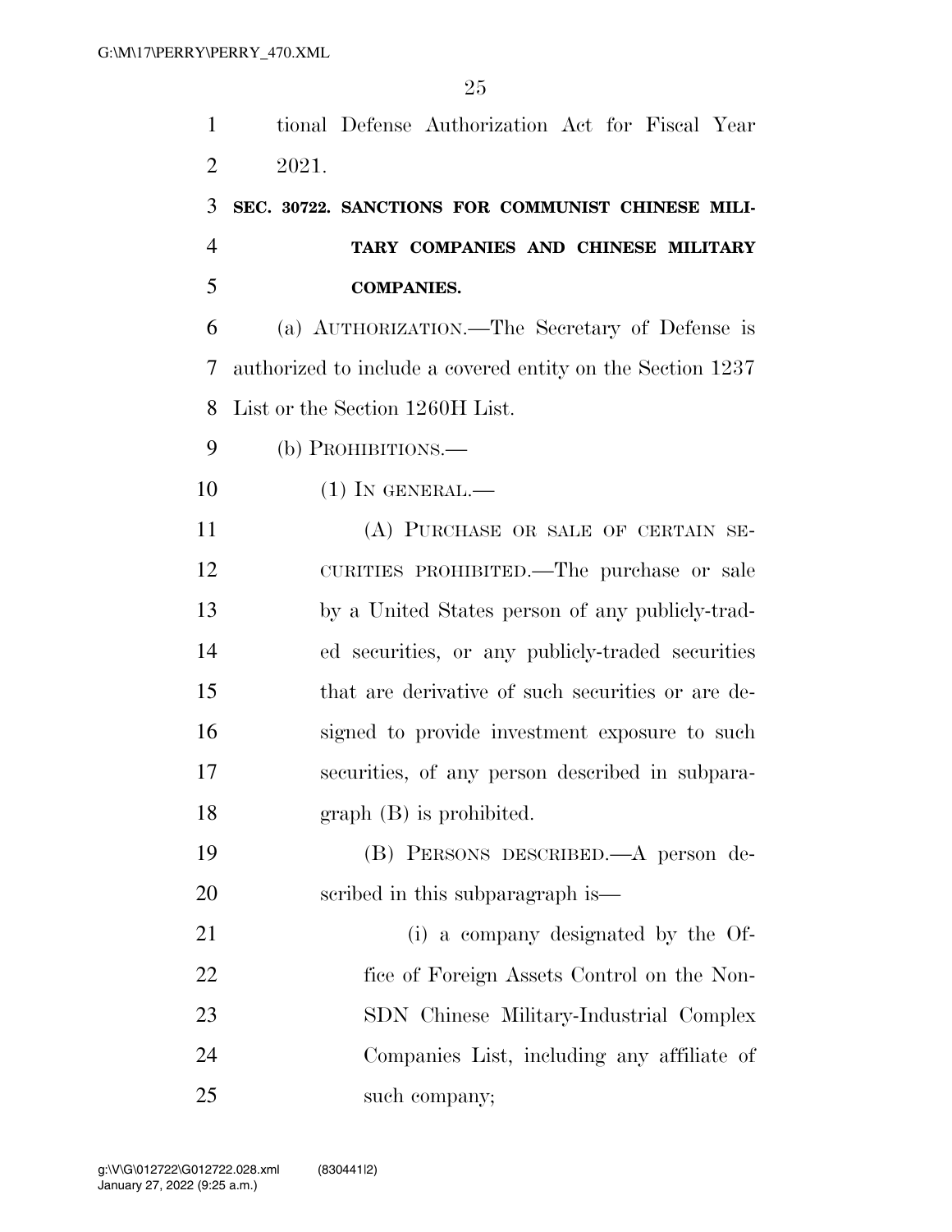tional Defense Authorization Act for Fiscal Year 2021.

**SEC. 30722. SANCTIONS FOR COMMUNIST CHINESE MILITARY COMPANIES AND CHINESE MILITARY COMPANIES.**

(a) AUTHORIZATION.—The Secretary of Defense is authorized to include a covered entity on the Section 1237 List or the Section 1260H List.

(b) PROHIBITIONS.—

(1) IN GENERAL.—

(A) PURCHASE OR SALE OF CERTAIN SECURITIES PROHIBITED.—The purchase or sale by a United States person of any publicly-traded securities, or any publicly-traded securities that are derivative of such securities or are designed to provide investment exposure to such securities, of any person described in subparagraph (B) is prohibited.

(B) PERSONS DESCRIBED.—A person described in this subparagraph is—

(i) a company designated by the Office of Foreign Assets Control on the Non-SDN Chinese Military-Industrial Complex Companies List, including any affiliate of such company;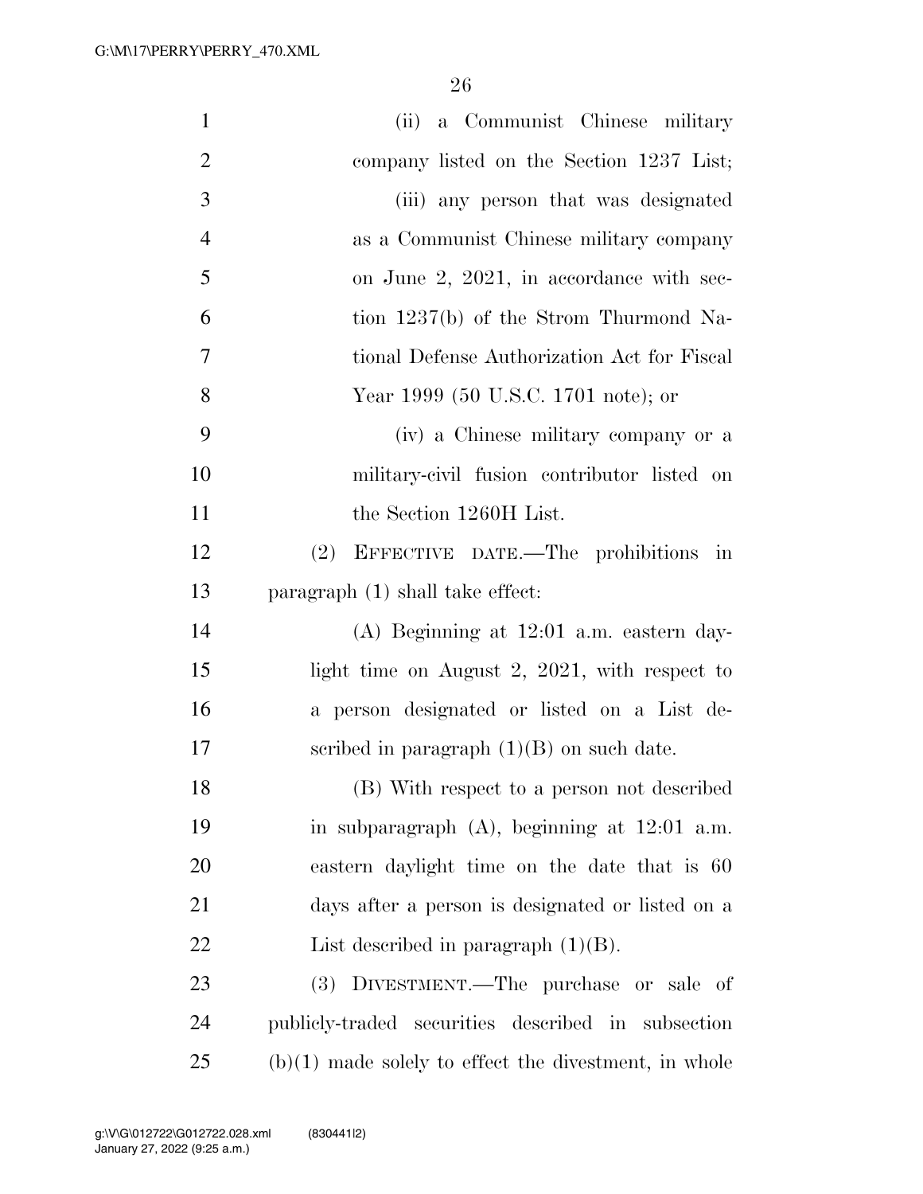(ii) a Communist Chinese military company listed on the Section 1237 List;

(iii) any person that was designated as a Communist Chinese military company on June 2, 2021, in accordance with section 1237(b) of the Strom Thurmond National Defense Authorization Act for Fiscal Year 1999 (50 U.S.C. 1701 note); or

(iv) a Chinese military company or a military-civil fusion contributor listed on the Section 1260H List.

(2) EFFECTIVE DATE.—The prohibitions in paragraph (1) shall take effect:

(A) Beginning at 12:01 a.m. eastern daylight time on August 2, 2021, with respect to a person designated or listed on a List described in paragraph (1)(B) on such date.

(B) With respect to a person not described in subparagraph (A), beginning at 12:01 a.m. eastern daylight time on the date that is 60 days after a person is designated or listed on a List described in paragraph (1)(B).

(3) DIVESTMENT.—The purchase or sale of publicly-traded securities described in subsection (b)(1) made solely to effect the divestment, in whole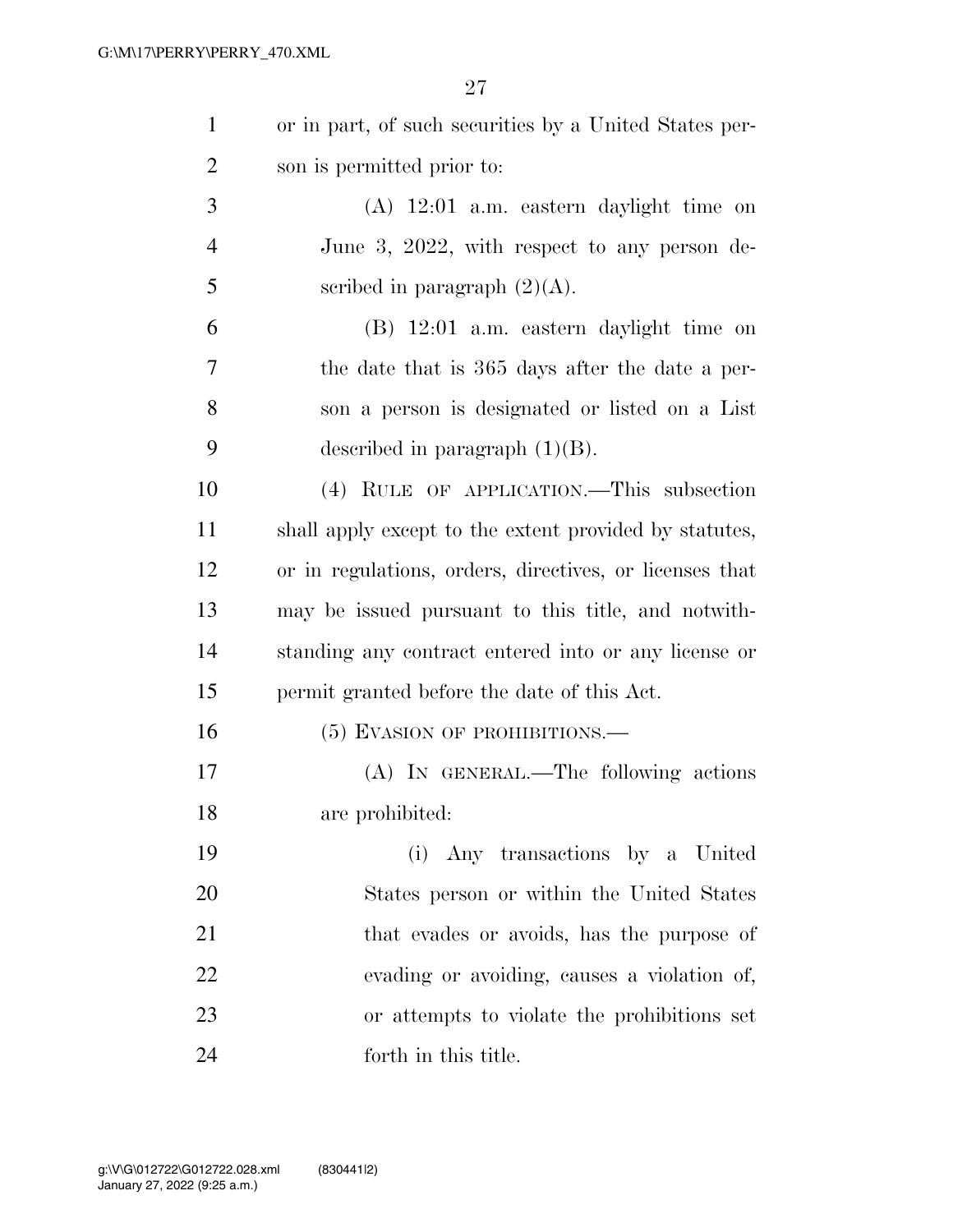or in part, of such securities by a United States person is permitted prior to:

(A) 12:01 a.m. eastern daylight time on June 3, 2022, with respect to any person described in paragraph (2)(A).

(B) 12:01 a.m. eastern daylight time on the date that is 365 days after the date a person a person is designated or listed on a List described in paragraph (1)(B).

(4) RULE OF APPLICATION.—This subsection shall apply except to the extent provided by statutes, or in regulations, orders, directives, or licenses that may be issued pursuant to this title, and notwithstanding any contract entered into or any license or permit granted before the date of this Act.

(5) EVASION OF PROHIBITIONS.—

(A) IN GENERAL.—The following actions are prohibited:

(i) Any transactions by a United States person or within the United States that evades or avoids, has the purpose of evading or avoiding, causes a violation of, or attempts to violate the prohibitions set forth in this title.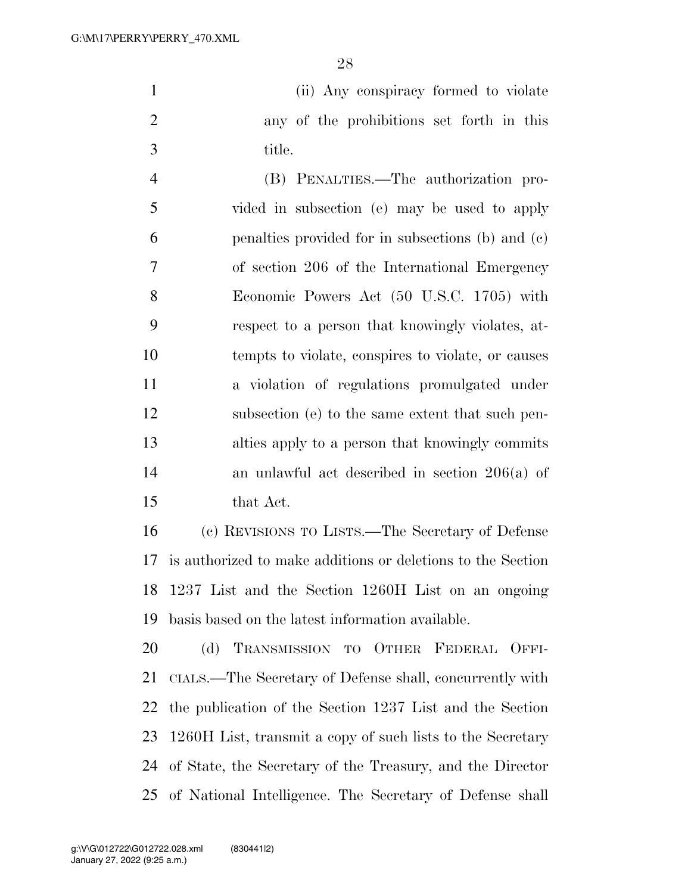(ii) Any conspiracy formed to violate any of the prohibitions set forth in this title.

(B) PENALTIES.—The authorization provided in subsection (e) may be used to apply penalties provided for in subsections (b) and (c) of section 206 of the International Emergency Economic Powers Act (50 U.S.C. 1705) with respect to a person that knowingly violates, attempts to violate, conspires to violate, or causes a violation of regulations promulgated under subsection (e) to the same extent that such penalties apply to a person that knowingly commits an unlawful act described in section 206(a) of that Act.

(c) REVISIONS TO LISTS.—The Secretary of Defense is authorized to make additions or deletions to the Section 1237 List and the Section 1260H List on an ongoing basis based on the latest information available.

(d) TRANSMISSION TO OTHER FEDERAL OFFICIALS.—The Secretary of Defense shall, concurrently with the publication of the Section 1237 List and the Section 1260H List, transmit a copy of such lists to the Secretary of State, the Secretary of the Treasury, and the Director of National Intelligence. The Secretary of Defense shall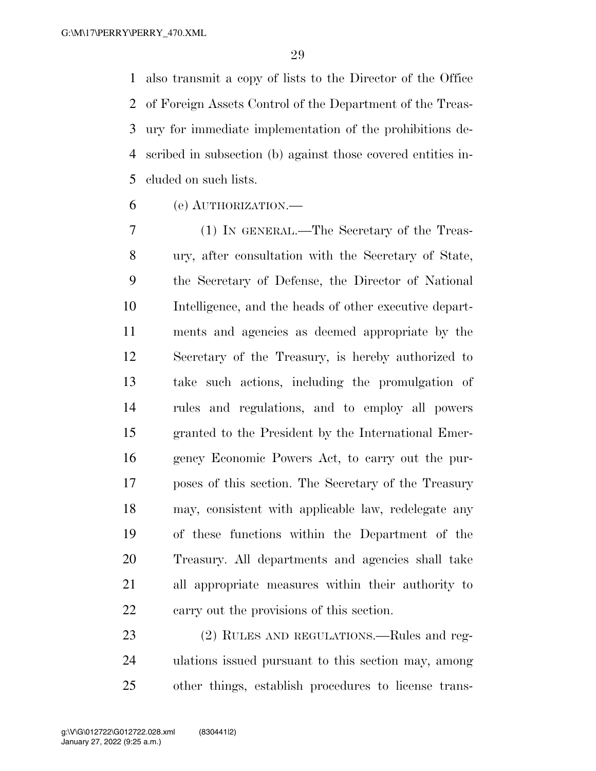also transmit a copy of lists to the Director of the Office of Foreign Assets Control of the Department of the Treasury for immediate implementation of the prohibitions described in subsection (b) against those covered entities included on such lists.

(e) AUTHORIZATION.—

(1) IN GENERAL.—The Secretary of the Treasury, after consultation with the Secretary of State, the Secretary of Defense, the Director of National Intelligence, and the heads of other executive departments and agencies as deemed appropriate by the Secretary of the Treasury, is hereby authorized to take such actions, including the promulgation of rules and regulations, and to employ all powers granted to the President by the International Emergency Economic Powers Act, to carry out the purposes of this section. The Secretary of the Treasury may, consistent with applicable law, redelegate any of these functions within the Department of the Treasury. All departments and agencies shall take all appropriate measures within their authority to carry out the provisions of this section.

(2) RULES AND REGULATIONS.—Rules and regulations issued pursuant to this section may, among other things, establish procedures to license trans-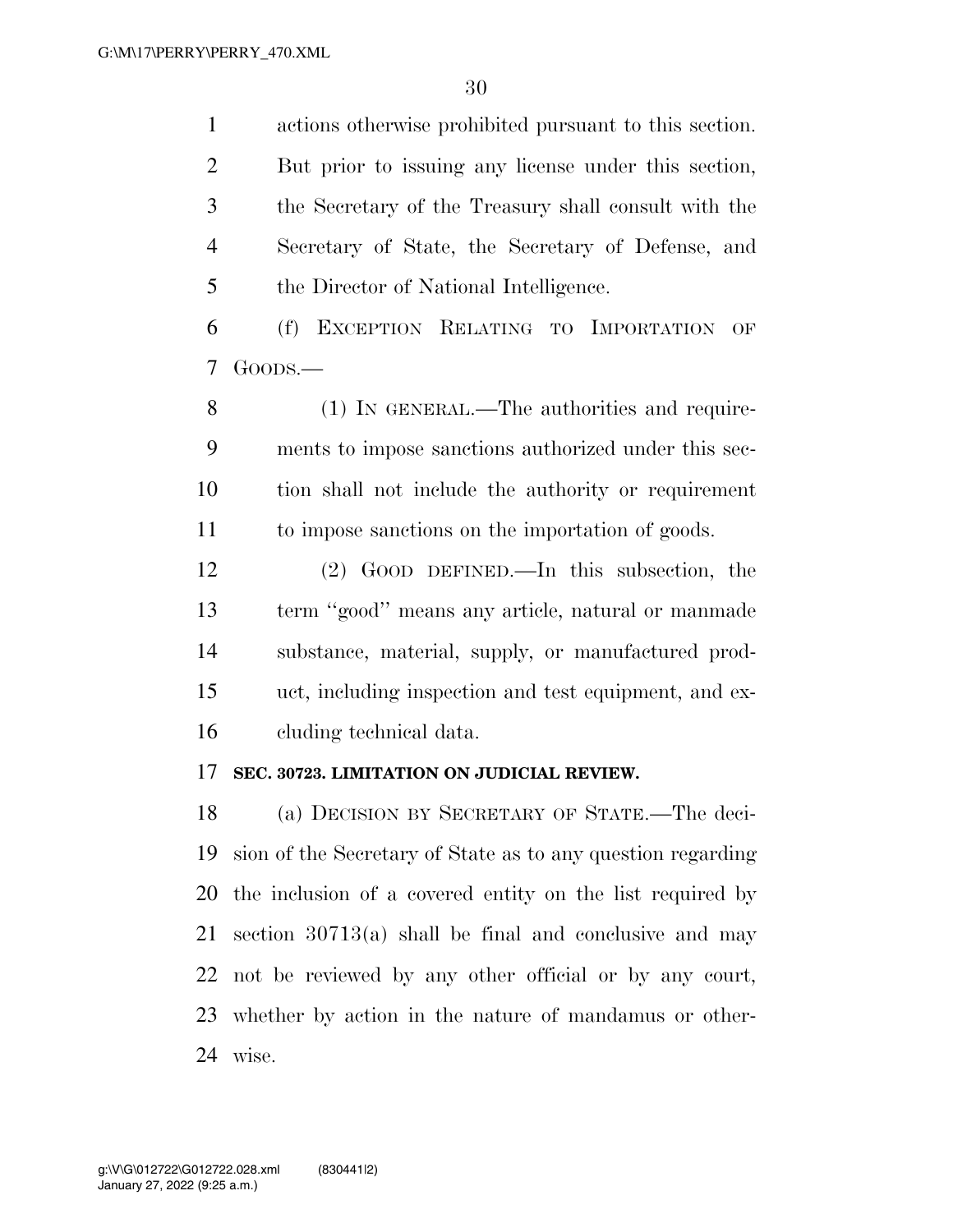actions otherwise prohibited pursuant to this section. But prior to issuing any license under this section, the Secretary of the Treasury shall consult with the Secretary of State, the Secretary of Defense, and the Director of National Intelligence.

(f) EXCEPTION RELATING TO IMPORTATION OF GOODS.—

(1) IN GENERAL.—The authorities and requirements to impose sanctions authorized under this section shall not include the authority or requirement to impose sanctions on the importation of goods.

(2) GOOD DEFINED.—In this subsection, the term "good" means any article, natural or manmade substance, material, supply, or manufactured product, including inspection and test equipment, and excluding technical data.

**SEC. 30723. LIMITATION ON JUDICIAL REVIEW.**

(a) DECISION BY SECRETARY OF STATE.—The decision of the Secretary of State as to any question regarding the inclusion of a covered entity on the list required by section 30713(a) shall be final and conclusive and may not be reviewed by any other official or by any court, whether by action in the nature of mandamus or otherwise.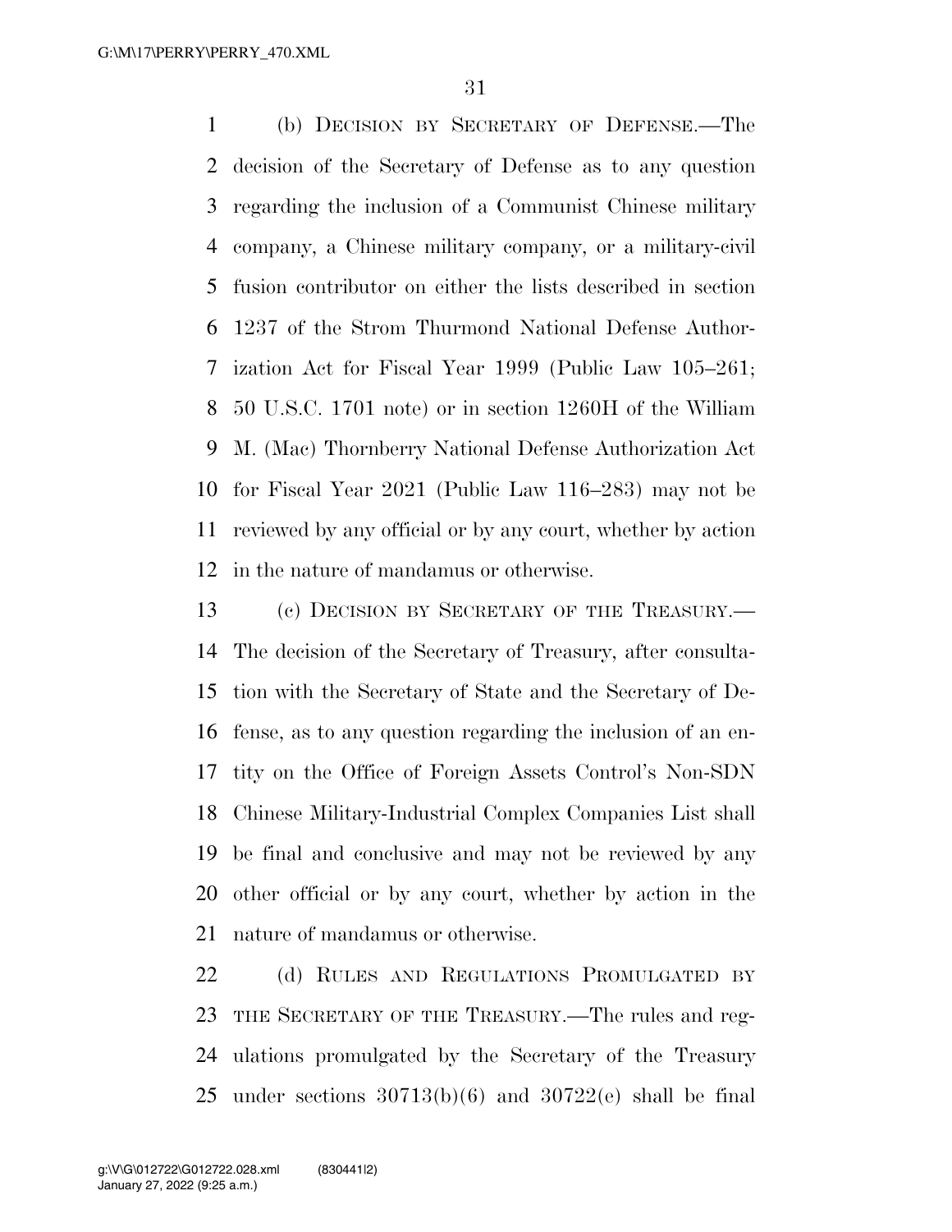(b) DECISION BY SECRETARY OF DEFENSE.—The decision of the Secretary of Defense as to any question regarding the inclusion of a Communist Chinese military company, a Chinese military company, or a military-civil fusion contributor on either the lists described in section 1237 of the Strom Thurmond National Defense Authorization Act for Fiscal Year 1999 (Public Law 105–261; 50 U.S.C. 1701 note) or in section 1260H of the William M. (Mac) Thornberry National Defense Authorization Act for Fiscal Year 2021 (Public Law 116–283) may not be reviewed by any official or by any court, whether by action in the nature of mandamus or otherwise.

(c) DECISION BY SECRETARY OF THE TREASURY.—The decision of the Secretary of Treasury, after consultation with the Secretary of State and the Secretary of Defense, as to any question regarding the inclusion of an entity on the Office of Foreign Assets Control's Non-SDN Chinese Military-Industrial Complex Companies List shall be final and conclusive and may not be reviewed by any other official or by any court, whether by action in the nature of mandamus or otherwise.

(d) RULES AND REGULATIONS PROMULGATED BY THE SECRETARY OF THE TREASURY.—The rules and regulations promulgated by the Secretary of the Treasury under sections 30713(b)(6) and 30722(e) shall be final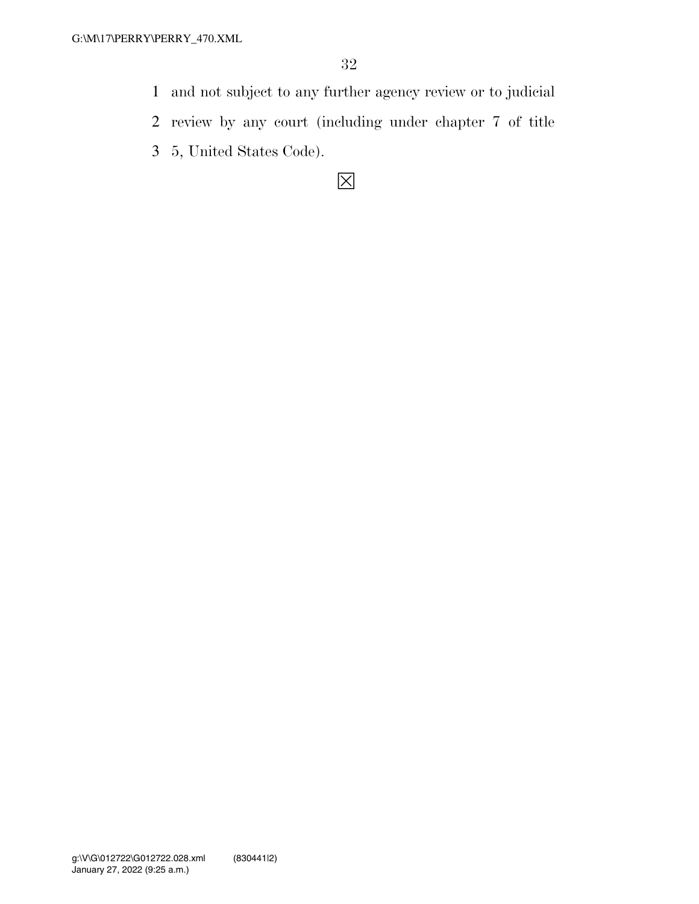and not subject to any further agency review or to judicial review by any court (including under chapter 7 of title 5, United States Code).

☒